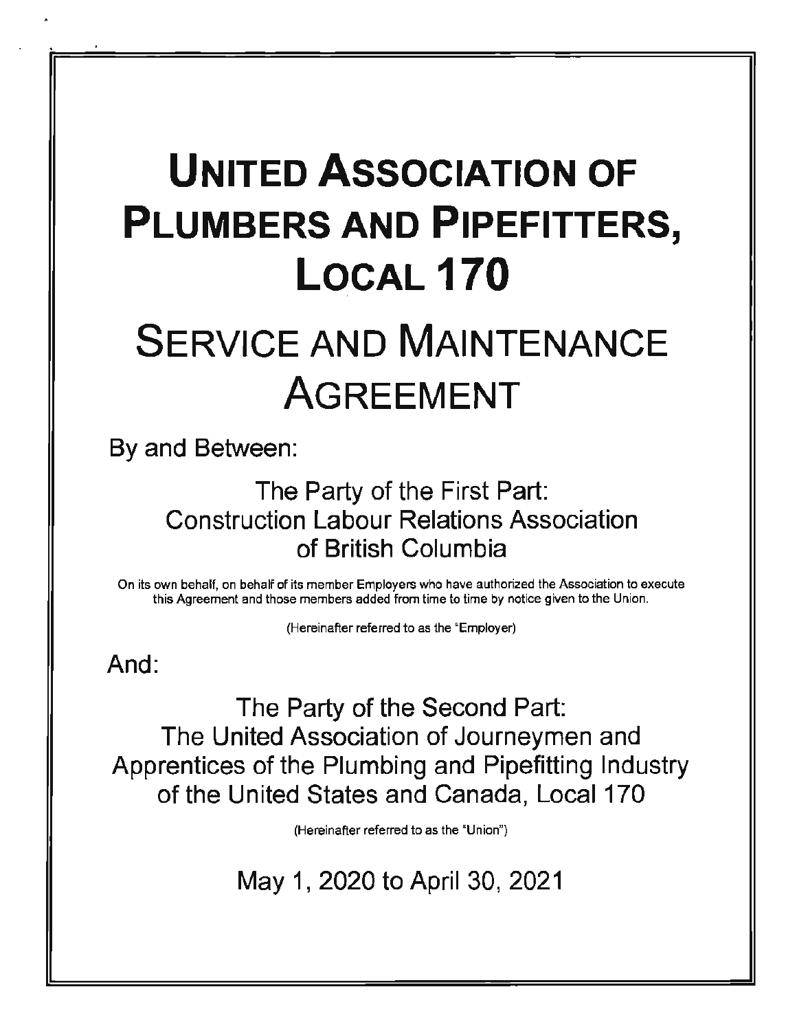# UNITED ASSOCIATION OF PLUMBERS AND PIPEFITTERS, LOCAL 170

# SERVICE AND MAINTENANCE AGREEMENT

By and Between:

The Party of the First Part:
Construction Labour Relations Association of British Columbia

On its own behalf, on behalf of its member Employers who have authorized the Association to execute this Agreement and those members added from time to time by notice given to the Union.

(Hereinafter referred to as the "Employer)

And:

The Party of the Second Part:
The United Association of Journeymen and Apprentices of the Plumbing and Pipefitting Industry of the United States and Canada, Local 170

(Hereinafter referred to as the "Union")

May 1, 2020 to April 30, 2021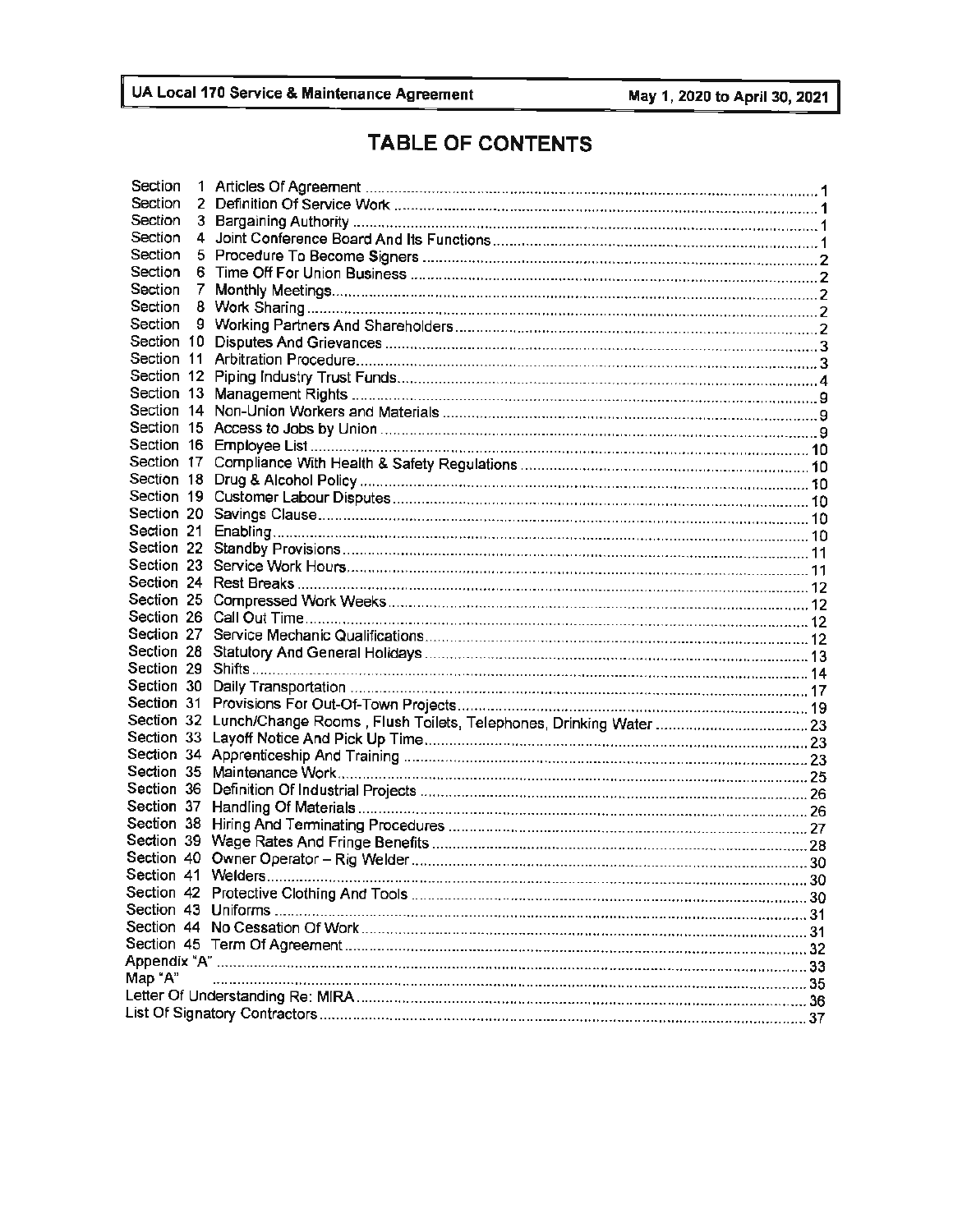# TABLE OF CONTENTS

| | | |
|---|---|---|
| Section 1 | Articles Of Agreement | 1 |
| Section 2 | Definition Of Service Work | 1 |
| Section 3 | Bargaining Authority | 1 |
| Section 4 | Joint Conference Board And Its Functions | 1 |
| Section 5 | Procedure To Become Signers | 2 |
| Section 6 | Time Off For Union Business | 2 |
| Section 7 | Monthly Meetings | 2 |
| Section 8 | Work Sharing | 2 |
| Section 9 | Working Partners And Shareholders | 2 |
| Section 10 | Disputes And Grievances | 3 |
| Section 11 | Arbitration Procedure | 3 |
| Section 12 | Piping Industry Trust Funds | 4 |
| Section 13 | Management Rights | 9 |
| Section 14 | Non-Union Workers and Materials | 9 |
| Section 15 | Access to Jobs by Union | 9 |
| Section 16 | Employee List | 10 |
| Section 17 | Compliance With Health & Safety Regulations | 10 |
| Section 18 | Drug & Alcohol Policy | 10 |
| Section 19 | Customer Labour Disputes | 10 |
| Section 20 | Savings Clause | 10 |
| Section 21 | Enabling | 10 |
| Section 22 | Standby Provisions | 11 |
| Section 23 | Service Work Hours | 11 |
| Section 24 | Rest Breaks | 12 |
| Section 25 | Compressed Work Weeks | 12 |
| Section 26 | Call Out Time | 12 |
| Section 27 | Service Mechanic Qualifications | 12 |
| Section 28 | Statutory And General Holidays | 13 |
| Section 29 | Shifts | 14 |
| Section 30 | Daily Transportation | 17 |
| Section 31 | Provisions For Out-Of-Town Projects | 19 |
| Section 32 | Lunch/Change Rooms , Flush Toilets, Telephones, Drinking Water | 23 |
| Section 33 | Layoff Notice And Pick Up Time | 23 |
| Section 34 | Apprenticeship And Training | 23 |
| Section 35 | Maintenance Work | 25 |
| Section 36 | Definition Of Industrial Projects | 26 |
| Section 37 | Handling Of Materials | 26 |
| Section 38 | Hiring And Terminating Procedures | 27 |
| Section 39 | Wage Rates And Fringe Benefits | 28 |
| Section 40 | Owner Operator – Rig Welder | 30 |
| Section 41 | Welders | 30 |
| Section 42 | Protective Clothing And Tools | 30 |
| Section 43 | Uniforms | 31 |
| Section 44 | No Cessation Of Work | 31 |
| Section 45 | Term Of Agreement | 32 |
| Appendix "A" | | 33 |
| Map "A" | | 35 |
| Letter Of Understanding Re: MIRA | | 36 |
| List Of Signatory Contractors | | 37 |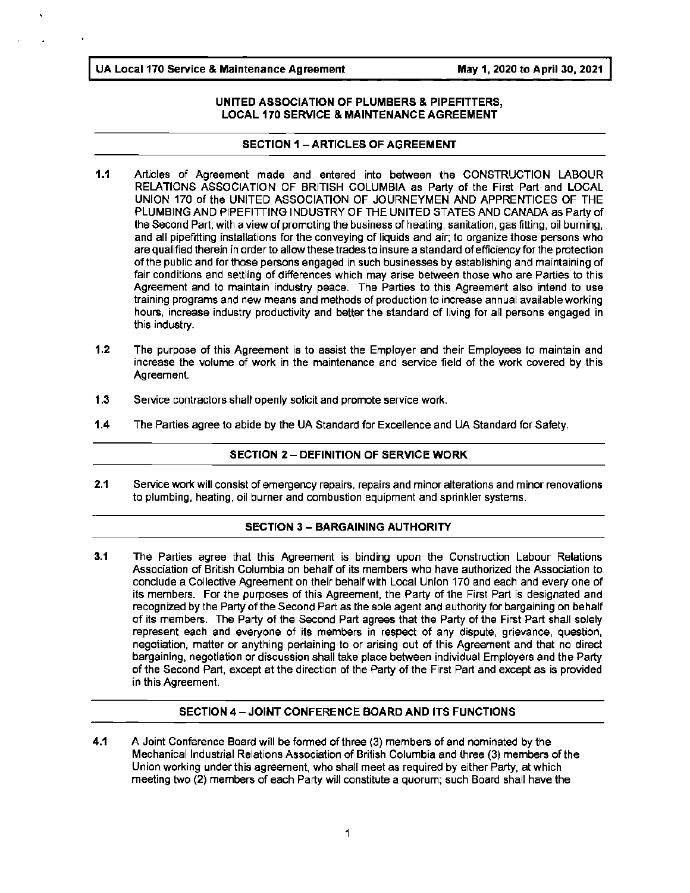## UNITED ASSOCIATION OF PLUMBERS & PIPEFITTERS, LOCAL 170 SERVICE & MAINTENANCE AGREEMENT

### SECTION 1 – ARTICLES OF AGREEMENT

**1.1** Articles of Agreement made and entered into between the CONSTRUCTION LABOUR RELATIONS ASSOCIATION OF BRITISH COLUMBIA as Party of the First Part and LOCAL UNION 170 of the UNITED ASSOCIATION OF JOURNEYMEN AND APPRENTICES OF THE PLUMBING AND PIPEFITTING INDUSTRY OF THE UNITED STATES AND CANADA as Party of the Second Part; with a view of promoting the business of heating, sanitation, gas fitting, oil burning, and all pipefitting installations for the conveying of liquids and air; to organize those persons who are qualified therein in order to allow these trades to insure a standard of efficiency for the protection of the public and for those persons engaged in such businesses by establishing and maintaining of fair conditions and settling of differences which may arise between those who are Parties to this Agreement and to maintain industry peace. The Parties to this Agreement also intend to use training programs and new means and methods of production to increase annual available working hours, increase industry productivity and better the standard of living for all persons engaged in this industry.

**1.2** The purpose of this Agreement is to assist the Employer and their Employees to maintain and increase the volume of work in the maintenance and service field of the work covered by this Agreement.

**1.3** Service contractors shall openly solicit and promote service work.

**1.4** The Parties agree to abide by the UA Standard for Excellence and UA Standard for Safety.

### SECTION 2 – DEFINITION OF SERVICE WORK

**2.1** Service work will consist of emergency repairs, repairs and minor alterations and minor renovations to plumbing, heating, oil burner and combustion equipment and sprinkler systems.

### SECTION 3 – BARGAINING AUTHORITY

**3.1** The Parties agree that this Agreement is binding upon the Construction Labour Relations Association of British Columbia on behalf of its members who have authorized the Association to conclude a Collective Agreement on their behalf with Local Union 170 and each and every one of its members. For the purposes of this Agreement, the Party of the First Part is designated and recognized by the Party of the Second Part as the sole agent and authority for bargaining on behalf of its members. The Party of the Second Part agrees that the Party of the First Part shall solely represent each and everyone of its members in respect of any dispute, grievance, question, negotiation, matter or anything pertaining to or arising out of this Agreement and that no direct bargaining, negotiation or discussion shall take place between individual Employers and the Party of the Second Part, except at the direction of the Party of the First Part and except as is provided in this Agreement.

### SECTION 4 – JOINT CONFERENCE BOARD AND ITS FUNCTIONS

**4.1** A Joint Conference Board will be formed of three (3) members of and nominated by the Mechanical Industrial Relations Association of British Columbia and three (3) members of the Union working under this agreement, who shall meet as required by either Party, at which meeting two (2) members of each Party will constitute a quorum; such Board shall have the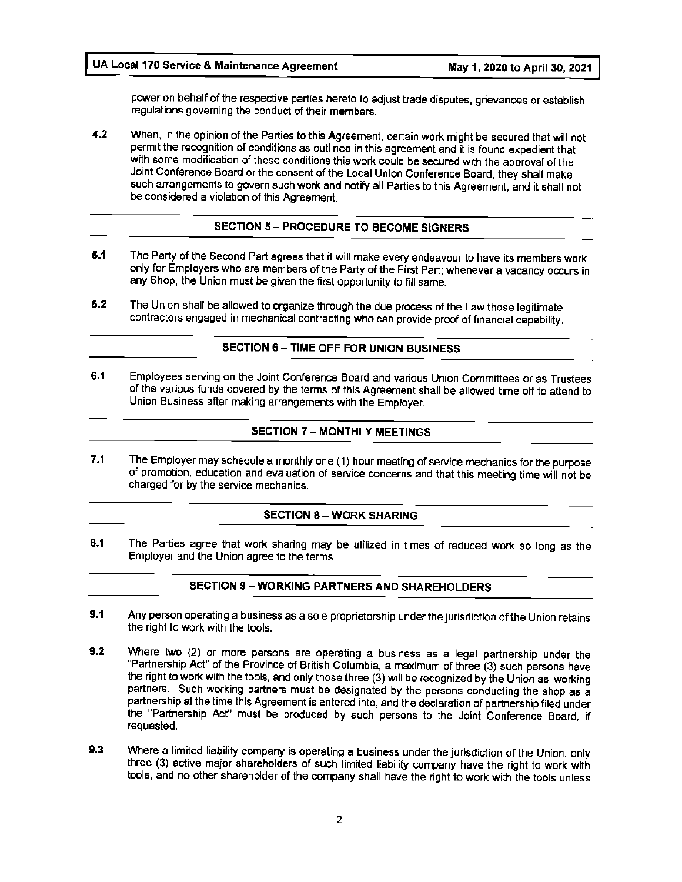power on behalf of the respective parties hereto to adjust trade disputes, grievances or establish regulations governing the conduct of their members.

4.2 When, in the opinion of the Parties to this Agreement, certain work might be secured that will not permit the recognition of conditions as outlined in this agreement and it is found expedient that with some modification of these conditions this work could be secured with the approval of the Joint Conference Board or the consent of the Local Union Conference Board, they shall make such arrangements to govern such work and notify all Parties to this Agreement, and it shall not be considered a violation of this Agreement.

## SECTION 5 – PROCEDURE TO BECOME SIGNERS

5.1 The Party of the Second Part agrees that it will make every endeavour to have its members work only for Employers who are members of the Party of the First Part; whenever a vacancy occurs in any Shop, the Union must be given the first opportunity to fill same.

5.2 The Union shall be allowed to organize through the due process of the Law those legitimate contractors engaged in mechanical contracting who can provide proof of financial capability.

## SECTION 6 – TIME OFF FOR UNION BUSINESS

6.1 Employees serving on the Joint Conference Board and various Union Committees or as Trustees of the various funds covered by the terms of this Agreement shall be allowed time off to attend to Union Business after making arrangements with the Employer.

## SECTION 7 – MONTHLY MEETINGS

7.1 The Employer may schedule a monthly one (1) hour meeting of service mechanics for the purpose of promotion, education and evaluation of service concerns and that this meeting time will not be charged for by the service mechanics.

## SECTION 8 – WORK SHARING

8.1 The Parties agree that work sharing may be utilized in times of reduced work so long as the Employer and the Union agree to the terms.

## SECTION 9 – WORKING PARTNERS AND SHAREHOLDERS

9.1 Any person operating a business as a sole proprietorship under the jurisdiction of the Union retains the right to work with the tools.

9.2 Where two (2) or more persons are operating a business as a legal partnership under the "Partnership Act" of the Province of British Columbia, a maximum of three (3) such persons have the right to work with the tools, and only those three (3) will be recognized by the Union as working partners. Such working partners must be designated by the persons conducting the shop as a partnership at the time this Agreement is entered into, and the declaration of partnership filed under the "Partnership Act" must be produced by such persons to the Joint Conference Board, if requested.

9.3 Where a limited liability company is operating a business under the jurisdiction of the Union, only three (3) active major shareholders of such limited liability company have the right to work with tools, and no other shareholder of the company shall have the right to work with the tools unless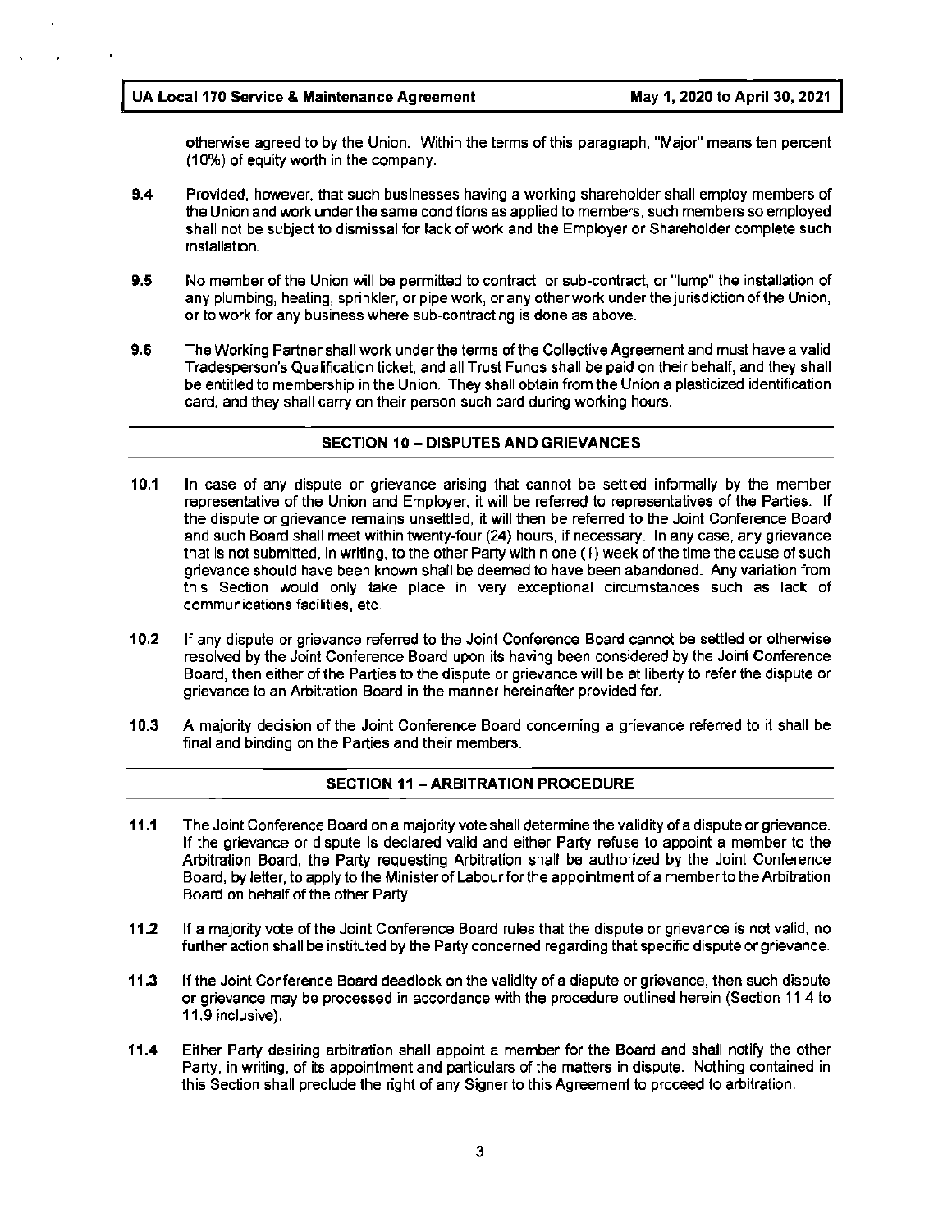otherwise agreed to by the Union. Within the terms of this paragraph, "Major" means ten percent (10%) of equity worth in the company.

**9.4** Provided, however, that such businesses having a working shareholder shall employ members of the Union and work under the same conditions as applied to members, such members so employed shall not be subject to dismissal for lack of work and the Employer or Shareholder complete such installation.

**9.5** No member of the Union will be permitted to contract, or sub-contract, or "lump" the installation of any plumbing, heating, sprinkler, or pipe work, or any other work under the jurisdiction of the Union, or to work for any business where sub-contracting is done as above.

**9.6** The Working Partner shall work under the terms of the Collective Agreement and must have a valid Tradesperson's Qualification ticket, and all Trust Funds shall be paid on their behalf, and they shall be entitled to membership in the Union. They shall obtain from the Union a plasticized identification card, and they shall carry on their person such card during working hours.

## SECTION 10 – DISPUTES AND GRIEVANCES

**10.1** In case of any dispute or grievance arising that cannot be settled informally by the member representative of the Union and Employer, it will be referred to representatives of the Parties. If the dispute or grievance remains unsettled, it will then be referred to the Joint Conference Board and such Board shall meet within twenty-four (24) hours, if necessary. In any case, any grievance that is not submitted, in writing, to the other Party within one (1) week of the time the cause of such grievance should have been known shall be deemed to have been abandoned. Any variation from this Section would only take place in very exceptional circumstances such as lack of communications facilities, etc.

**10.2** If any dispute or grievance referred to the Joint Conference Board cannot be settled or otherwise resolved by the Joint Conference Board upon its having been considered by the Joint Conference Board, then either of the Parties to the dispute or grievance will be at liberty to refer the dispute or grievance to an Arbitration Board in the manner hereinafter provided for.

**10.3** A majority decision of the Joint Conference Board concerning a grievance referred to it shall be final and binding on the Parties and their members.

## SECTION 11 – ARBITRATION PROCEDURE

**11.1** The Joint Conference Board on a majority vote shall determine the validity of a dispute or grievance. If the grievance or dispute is declared valid and either Party refuse to appoint a member to the Arbitration Board, the Party requesting Arbitration shall be authorized by the Joint Conference Board, by letter, to apply to the Minister of Labour for the appointment of a member to the Arbitration Board on behalf of the other Party.

**11.2** If a majority vote of the Joint Conference Board rules that the dispute or grievance is not valid, no further action shall be instituted by the Party concerned regarding that specific dispute or grievance.

**11.3** If the Joint Conference Board deadlock on the validity of a dispute or grievance, then such dispute or grievance may be processed in accordance with the procedure outlined herein (Section 11.4 to 11.9 inclusive).

**11.4** Either Party desiring arbitration shall appoint a member for the Board and shall notify the other Party, in writing, of its appointment and particulars of the matters in dispute. Nothing contained in this Section shall preclude the right of any Signer to this Agreement to proceed to arbitration.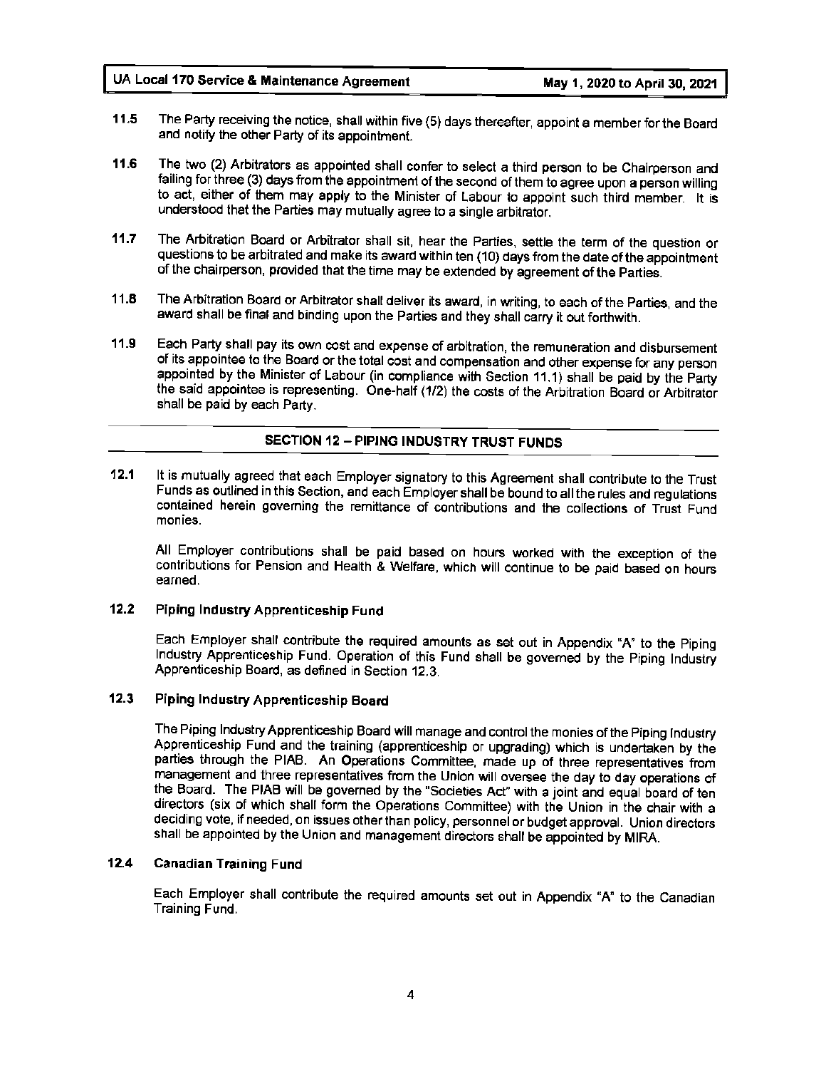**11.5** The Party receiving the notice, shall within five (5) days thereafter, appoint a member for the Board and notify the other Party of its appointment.

**11.6** The two (2) Arbitrators as appointed shall confer to select a third person to be Chairperson and failing for three (3) days from the appointment of the second of them to agree upon a person willing to act, either of them may apply to the Minister of Labour to appoint such third member. It is understood that the Parties may mutually agree to a single arbitrator.

**11.7** The Arbitration Board or Arbitrator shall sit, hear the Parties, settle the term of the question or questions to be arbitrated and make its award within ten (10) days from the date of the appointment of the chairperson, provided that the time may be extended by agreement of the Parties.

**11.8** The Arbitration Board or Arbitrator shall deliver its award, in writing, to each of the Parties, and the award shall be final and binding upon the Parties and they shall carry it out forthwith.

**11.9** Each Party shall pay its own cost and expense of arbitration, the remuneration and disbursement of its appointee to the Board or the total cost and compensation and other expense for any person appointed by the Minister of Labour (in compliance with Section 11.1) shall be paid by the Party the said appointee is representing. One-half (1/2) the costs of the Arbitration Board or Arbitrator shall be paid by each Party.

## SECTION 12 – PIPING INDUSTRY TRUST FUNDS

**12.1** It is mutually agreed that each Employer signatory to this Agreement shall contribute to the Trust Funds as outlined in this Section, and each Employer shall be bound to all the rules and regulations contained herein governing the remittance of contributions and the collections of Trust Fund monies.

All Employer contributions shall be paid based on hours worked with the exception of the contributions for Pension and Health & Welfare, which will continue to be paid based on hours earned.

### 12.2 Piping Industry Apprenticeship Fund

Each Employer shall contribute the required amounts as set out in Appendix "A" to the Piping Industry Apprenticeship Fund. Operation of this Fund shall be governed by the Piping Industry Apprenticeship Board, as defined in Section 12.3.

### 12.3 Piping Industry Apprenticeship Board

The Piping Industry Apprenticeship Board will manage and control the monies of the Piping Industry Apprenticeship Fund and the training (apprenticeship or upgrading) which is undertaken by the parties through the PIAB. An Operations Committee, made up of three representatives from management and three representatives from the Union will oversee the day to day operations of the Board. The PIAB will be governed by the "Societies Act" with a joint and equal board of ten directors (six of which shall form the Operations Committee) with the Union in the chair with a deciding vote, if needed, on issues other than policy, personnel or budget approval. Union directors shall be appointed by the Union and management directors shall be appointed by MIRA.

### 12.4 Canadian Training Fund

Each Employer shall contribute the required amounts set out in Appendix "A" to the Canadian Training Fund.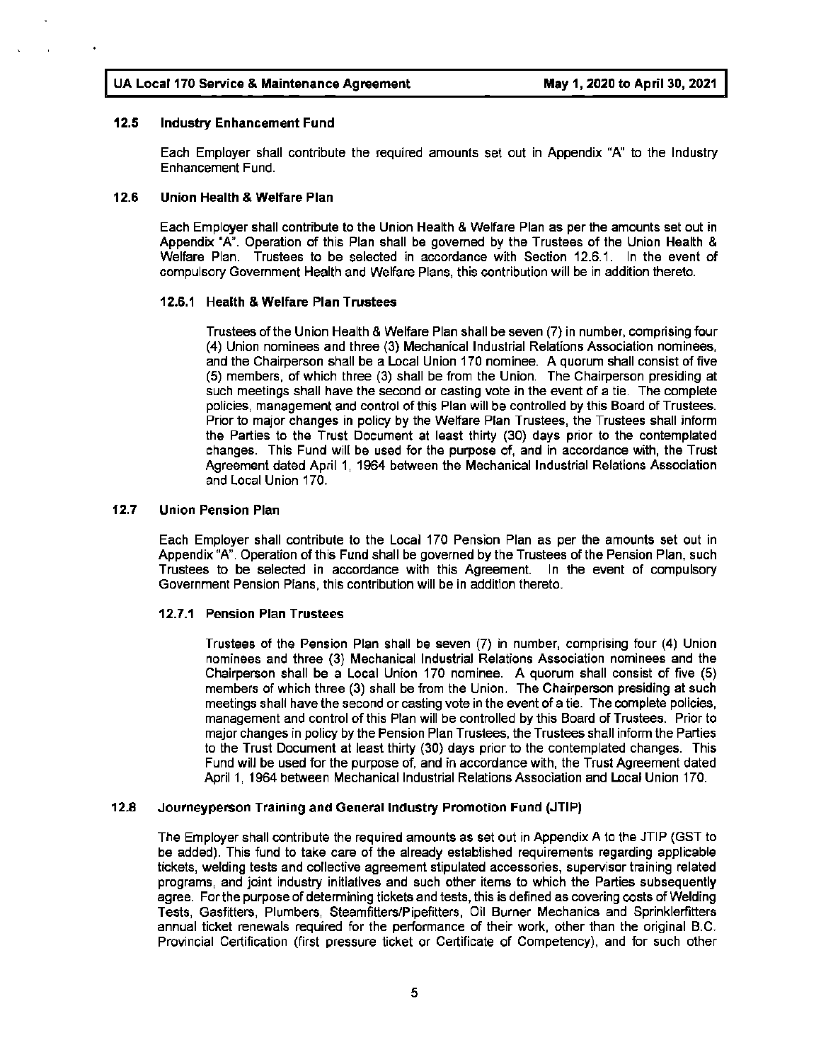### 12.5 Industry Enhancement Fund

Each Employer shall contribute the required amounts set out in Appendix "A" to the Industry Enhancement Fund.

### 12.6 Union Health & Welfare Plan

Each Employer shall contribute to the Union Health & Welfare Plan as per the amounts set out in Appendix "A". Operation of this Plan shall be governed by the Trustees of the Union Health & Welfare Plan. Trustees to be selected in accordance with Section 12.6.1. In the event of compulsory Government Health and Welfare Plans, this contribution will be in addition thereto.

#### 12.6.1 Health & Welfare Plan Trustees

Trustees of the Union Health & Welfare Plan shall be seven (7) in number, comprising four (4) Union nominees and three (3) Mechanical Industrial Relations Association nominees, and the Chairperson shall be a Local Union 170 nominee. A quorum shall consist of five (5) members, of which three (3) shall be from the Union. The Chairperson presiding at such meetings shall have the second or casting vote in the event of a tie. The complete policies, management and control of this Plan will be controlled by this Board of Trustees. Prior to major changes in policy by the Welfare Plan Trustees, the Trustees shall inform the Parties to the Trust Document at least thirty (30) days prior to the contemplated changes. This Fund will be used for the purpose of, and in accordance with, the Trust Agreement dated April 1, 1964 between the Mechanical Industrial Relations Association and Local Union 170.

### 12.7 Union Pension Plan

Each Employer shall contribute to the Local 170 Pension Plan as per the amounts set out in Appendix "A". Operation of this Fund shall be governed by the Trustees of the Pension Plan, such Trustees to be selected in accordance with this Agreement. In the event of compulsory Government Pension Plans, this contribution will be in addition thereto.

#### 12.7.1 Pension Plan Trustees

Trustees of the Pension Plan shall be seven (7) in number, comprising four (4) Union nominees and three (3) Mechanical Industrial Relations Association nominees and the Chairperson shall be a Local Union 170 nominee. A quorum shall consist of five (5) members of which three (3) shall be from the Union. The Chairperson presiding at such meetings shall have the second or casting vote in the event of a tie. The complete policies, management and control of this Plan will be controlled by this Board of Trustees. Prior to major changes in policy by the Pension Plan Trustees, the Trustees shall inform the Parties to the Trust Document at least thirty (30) days prior to the contemplated changes. This Fund will be used for the purpose of, and in accordance with, the Trust Agreement dated April 1, 1964 between Mechanical Industrial Relations Association and Local Union 170.

### 12.8 Journeyperson Training and General Industry Promotion Fund (JTIP)

The Employer shall contribute the required amounts as set out in Appendix A to the JTIP (GST to be added). This fund to take care of the already established requirements regarding applicable tickets, welding tests and collective agreement stipulated accessories, supervisor training related programs, and joint industry initiatives and such other items to which the Parties subsequently agree. For the purpose of determining tickets and tests, this is defined as covering costs of Welding Tests, Gasfitters, Plumbers, Steamfitters/Pipefitters, Oil Burner Mechanics and Sprinklerfitters annual ticket renewals required for the performance of their work, other than the original B.C. Provincial Certification (first pressure ticket or Certificate of Competency), and for such other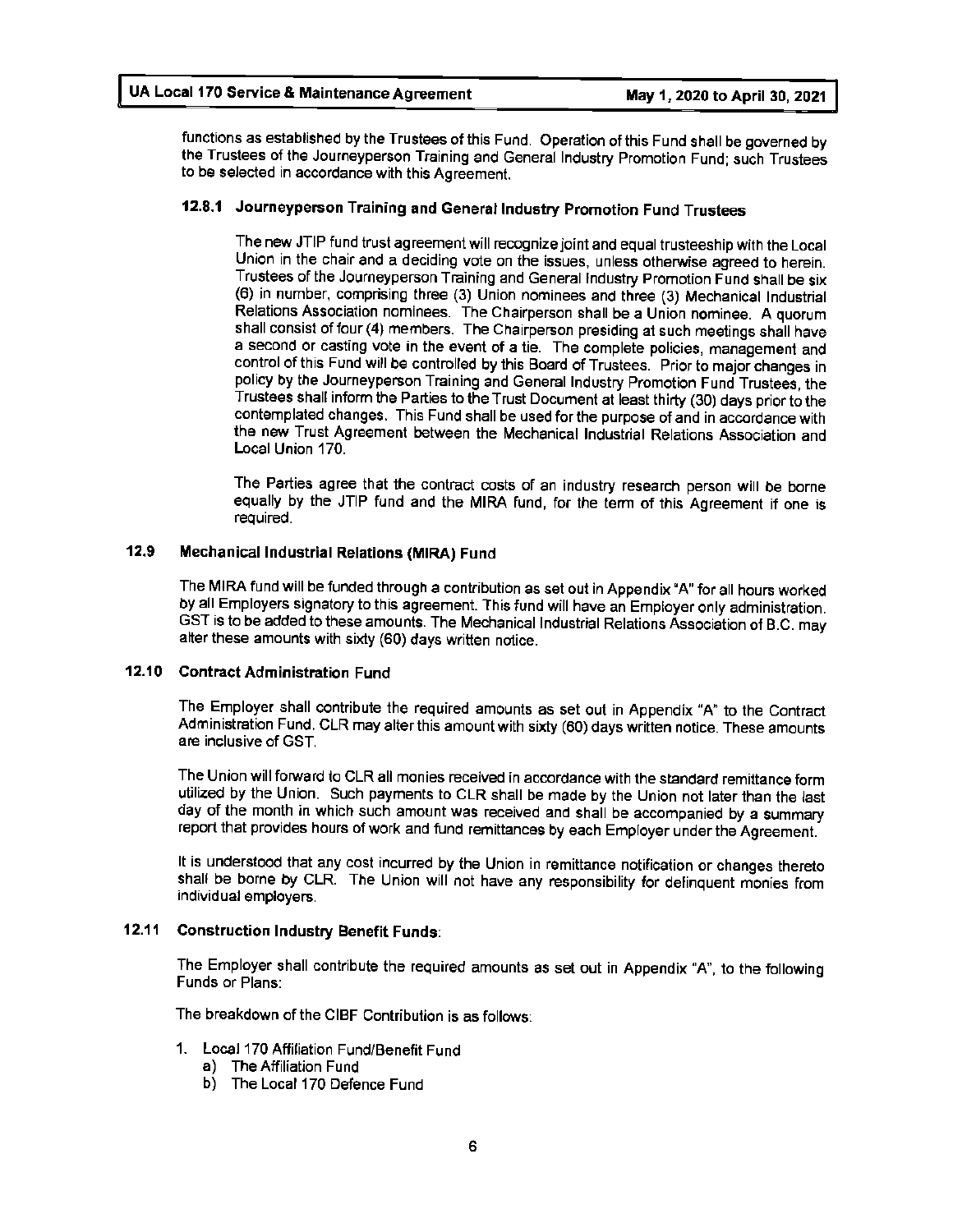functions as established by the Trustees of this Fund. Operation of this Fund shall be governed by the Trustees of the Journeyperson Training and General Industry Promotion Fund; such Trustees to be selected in accordance with this Agreement.

### 12.8.1 Journeyperson Training and General Industry Promotion Fund Trustees

The new JTIP fund trust agreement will recognize joint and equal trusteeship with the Local Union in the chair and a deciding vote on the issues, unless otherwise agreed to herein. Trustees of the Journeyperson Training and General Industry Promotion Fund shall be six (6) in number, comprising three (3) Union nominees and three (3) Mechanical Industrial Relations Association nominees. The Chairperson shall be a Union nominee. A quorum shall consist of four (4) members. The Chairperson presiding at such meetings shall have a second or casting vote in the event of a tie. The complete policies, management and control of this Fund will be controlled by this Board of Trustees. Prior to major changes in policy by the Journeyperson Training and General Industry Promotion Fund Trustees, the Trustees shall inform the Parties to the Trust Document at least thirty (30) days prior to the contemplated changes. This Fund shall be used for the purpose of and in accordance with the new Trust Agreement between the Mechanical Industrial Relations Association and Local Union 170.

The Parties agree that the contract costs of an industry research person will be borne equally by the JTIP fund and the MIRA fund, for the term of this Agreement if one is required.

## 12.9 Mechanical Industrial Relations (MIRA) Fund

The MIRA fund will be funded through a contribution as set out in Appendix "A" for all hours worked by all Employers signatory to this agreement. This fund will have an Employer only administration. GST is to be added to these amounts. The Mechanical Industrial Relations Association of B.C. may alter these amounts with sixty (60) days written notice.

## 12.10 Contract Administration Fund

The Employer shall contribute the required amounts as set out in Appendix "A" to the Contract Administration Fund. CLR may alter this amount with sixty (60) days written notice. These amounts are inclusive of GST.

The Union will forward to CLR all monies received in accordance with the standard remittance form utilized by the Union. Such payments to CLR shall be made by the Union not later than the last day of the month in which such amount was received and shall be accompanied by a summary report that provides hours of work and fund remittances by each Employer under the Agreement.

It is understood that any cost incurred by the Union in remittance notification or changes thereto shall be borne by CLR. The Union will not have any responsibility for delinquent monies from individual employers.

## 12.11 Construction Industry Benefit Funds:

The Employer shall contribute the required amounts as set out in Appendix "A", to the following Funds or Plans:

The breakdown of the CIBF Contribution is as follows:

1. Local 170 Affiliation Fund/Benefit Fund
   a) The Affiliation Fund
   b) The Local 170 Defence Fund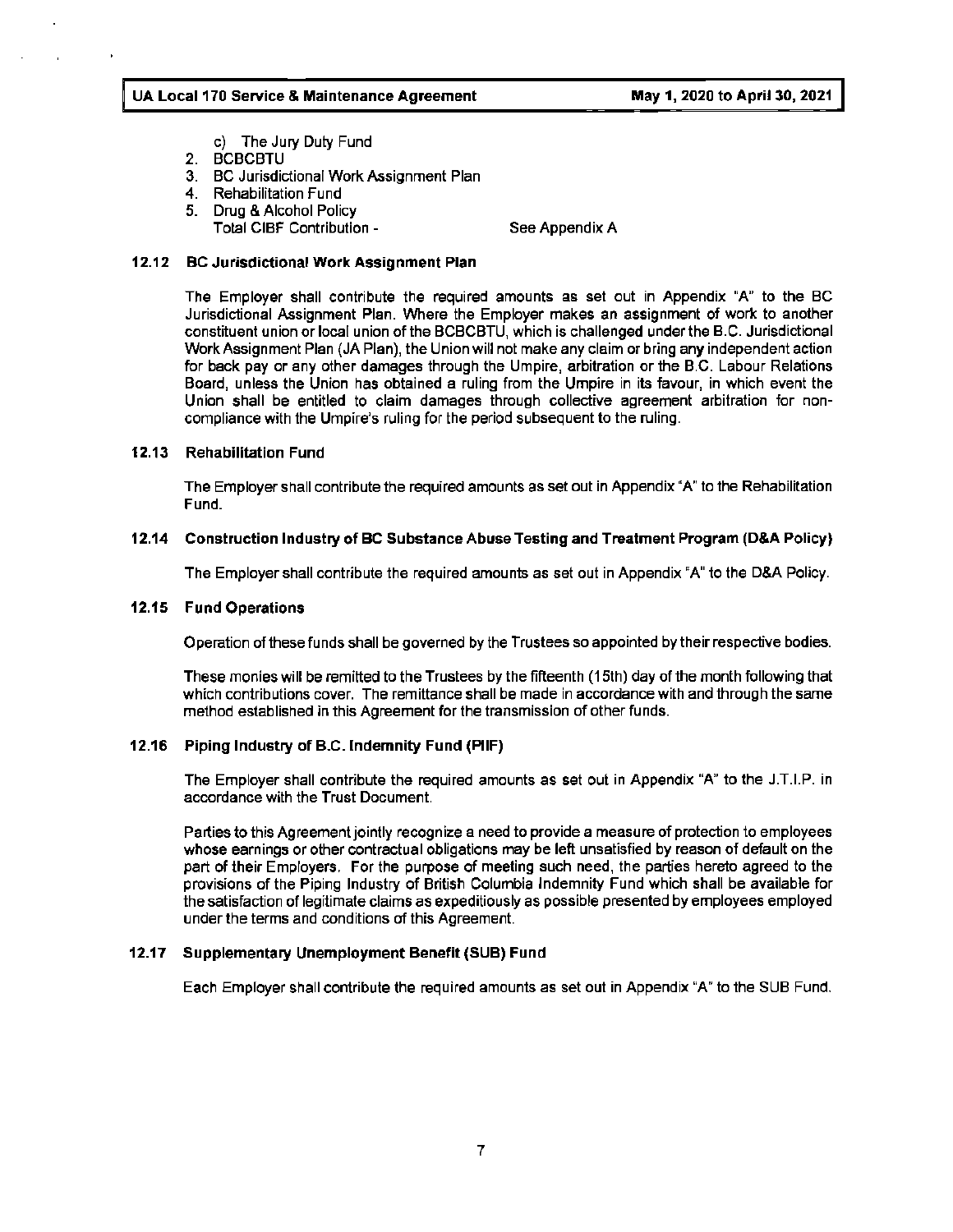c) The Jury Duty Fund
2. BCBCBTU
3. BC Jurisdictional Work Assignment Plan
4. Rehabilitation Fund
5. Drug & Alcohol Policy
   Total CIBF Contribution - See Appendix A

### 12.12 BC Jurisdictional Work Assignment Plan

The Employer shall contribute the required amounts as set out in Appendix "A" to the BC Jurisdictional Assignment Plan. Where the Employer makes an assignment of work to another constituent union or local union of the BCBCBTU, which is challenged under the B.C. Jurisdictional Work Assignment Plan (JA Plan), the Union will not make any claim or bring any independent action for back pay or any other damages through the Umpire, arbitration or the B.C. Labour Relations Board, unless the Union has obtained a ruling from the Umpire in its favour, in which event the Union shall be entitled to claim damages through collective agreement arbitration for non-compliance with the Umpire's ruling for the period subsequent to the ruling.

### 12.13 Rehabilitation Fund

The Employer shall contribute the required amounts as set out in Appendix "A" to the Rehabilitation Fund.

### 12.14 Construction Industry of BC Substance Abuse Testing and Treatment Program (D&A Policy)

The Employer shall contribute the required amounts as set out in Appendix "A" to the D&A Policy.

### 12.15 Fund Operations

Operation of these funds shall be governed by the Trustees so appointed by their respective bodies.

These monies will be remitted to the Trustees by the fifteenth (15th) day of the month following that which contributions cover. The remittance shall be made in accordance with and through the same method established in this Agreement for the transmission of other funds.

### 12.16 Piping Industry of B.C. Indemnity Fund (PIIF)

The Employer shall contribute the required amounts as set out in Appendix "A" to the J.T.I.P. in accordance with the Trust Document.

Parties to this Agreement jointly recognize a need to provide a measure of protection to employees whose earnings or other contractual obligations may be left unsatisfied by reason of default on the part of their Employers. For the purpose of meeting such need, the parties hereto agreed to the provisions of the Piping Industry of British Columbia Indemnity Fund which shall be available for the satisfaction of legitimate claims as expeditiously as possible presented by employees employed under the terms and conditions of this Agreement.

### 12.17 Supplementary Unemployment Benefit (SUB) Fund

Each Employer shall contribute the required amounts as set out in Appendix "A" to the SUB Fund.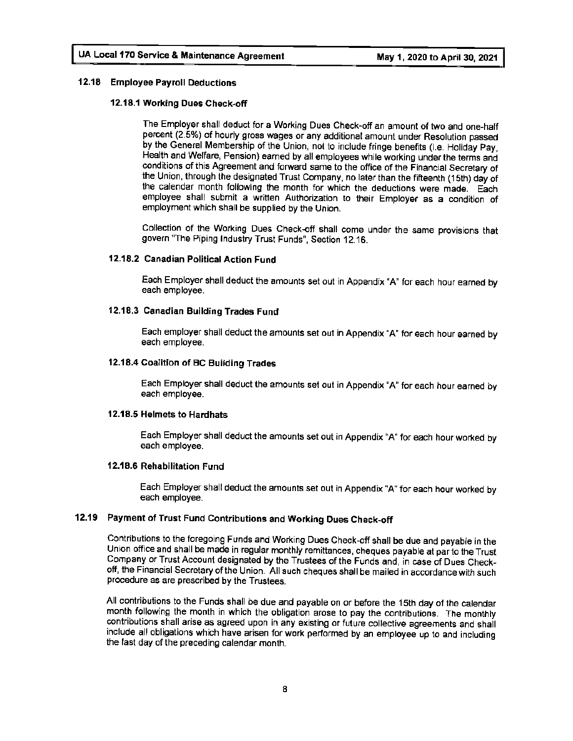## 12.18 Employee Payroll Deductions

### 12.18.1 Working Dues Check-off

The Employer shall deduct for a Working Dues Check-off an amount of two and one-half percent (2.5%) of hourly gross wages or any additional amount under Resolution passed by the General Membership of the Union, not to include fringe benefits (i.e. Holiday Pay, Health and Welfare, Pension) earned by all employees while working under the terms and conditions of this Agreement and forward same to the office of the Financial Secretary of the Union, through the designated Trust Company, no later than the fifteenth (15th) day of the calendar month following the month for which the deductions were made. Each employee shall submit a written Authorization to their Employer as a condition of employment which shall be supplied by the Union.

Collection of the Working Dues Check-off shall come under the same provisions that govern "The Piping Industry Trust Funds", Section 12.16.

### 12.18.2 Canadian Political Action Fund

Each Employer shall deduct the amounts set out in Appendix "A" for each hour earned by each employee.

### 12.18.3 Canadian Building Trades Fund

Each employer shall deduct the amounts set out in Appendix "A" for each hour earned by each employee.

### 12.18.4 Coalition of BC Building Trades

Each Employer shall deduct the amounts set out in Appendix "A" for each hour earned by each employee.

### 12.18.5 Helmets to Hardhats

Each Employer shall deduct the amounts set out in Appendix "A" for each hour worked by each employee.

### 12.18.6 Rehabilitation Fund

Each Employer shall deduct the amounts set out in Appendix "A" for each hour worked by each employee.

## 12.19 Payment of Trust Fund Contributions and Working Dues Check-off

Contributions to the foregoing Funds and Working Dues Check-off shall be due and payable in the Union office and shall be made in regular monthly remittances, cheques payable at par to the Trust Company or Trust Account designated by the Trustees of the Funds and, in case of Dues Check-off, the Financial Secretary of the Union. All such cheques shall be mailed in accordance with such procedure as are prescribed by the Trustees.

All contributions to the Funds shall be due and payable on or before the 15th day of the calendar month following the month in which the obligation arose to pay the contributions. The monthly contributions shall arise as agreed upon in any existing or future collective agreements and shall include all obligations which have arisen for work performed by an employee up to and including the last day of the preceding calendar month.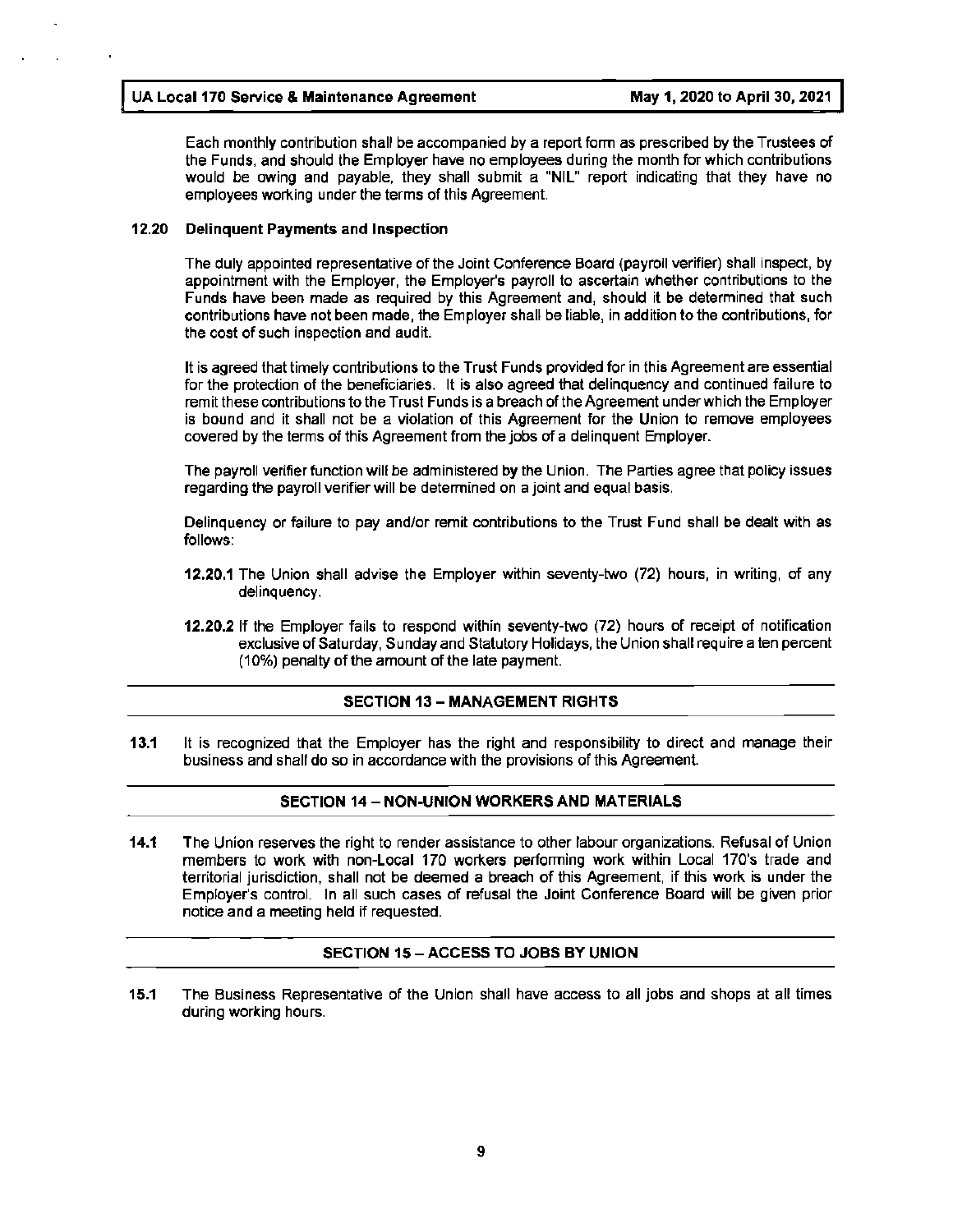Each monthly contribution shall be accompanied by a report form as prescribed by the Trustees of the Funds, and should the Employer have no employees during the month for which contributions would be owing and payable, they shall submit a "NIL" report indicating that they have no employees working under the terms of this Agreement.

### 12.20 Delinquent Payments and Inspection

The duly appointed representative of the Joint Conference Board (payroll verifier) shall inspect, by appointment with the Employer, the Employer's payroll to ascertain whether contributions to the Funds have been made as required by this Agreement and, should it be determined that such contributions have not been made, the Employer shall be liable, in addition to the contributions, for the cost of such inspection and audit.

It is agreed that timely contributions to the Trust Funds provided for in this Agreement are essential for the protection of the beneficiaries. It is also agreed that delinquency and continued failure to remit these contributions to the Trust Funds is a breach of the Agreement under which the Employer is bound and it shall not be a violation of this Agreement for the Union to remove employees covered by the terms of this Agreement from the jobs of a delinquent Employer.

The payroll verifier function will be administered by the Union. The Parties agree that policy issues regarding the payroll verifier will be determined on a joint and equal basis.

Delinquency or failure to pay and/or remit contributions to the Trust Fund shall be dealt with as follows:

**12.20.1** The Union shall advise the Employer within seventy-two (72) hours, in writing, of any delinquency.

**12.20.2** If the Employer fails to respond within seventy-two (72) hours of receipt of notification exclusive of Saturday, Sunday and Statutory Holidays, the Union shall require a ten percent (10%) penalty of the amount of the late payment.

## SECTION 13 – MANAGEMENT RIGHTS

**13.1** It is recognized that the Employer has the right and responsibility to direct and manage their business and shall do so in accordance with the provisions of this Agreement.

## SECTION 14 – NON-UNION WORKERS AND MATERIALS

**14.1** The Union reserves the right to render assistance to other labour organizations. Refusal of Union members to work with non-Local 170 workers performing work within Local 170's trade and territorial jurisdiction, shall not be deemed a breach of this Agreement, if this work is under the Employer's control. In all such cases of refusal the Joint Conference Board will be given prior notice and a meeting held if requested.

## SECTION 15 – ACCESS TO JOBS BY UNION

**15.1** The Business Representative of the Union shall have access to all jobs and shops at all times during working hours.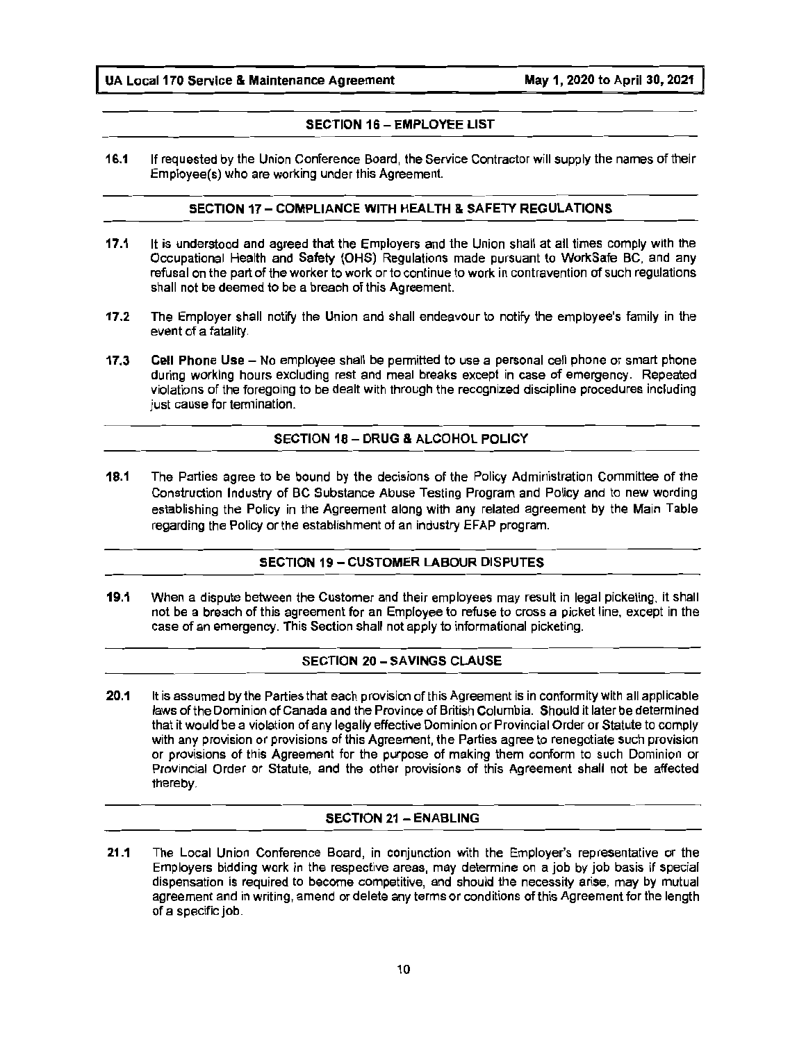## SECTION 16 – EMPLOYEE LIST

**16.1** If requested by the Union Conference Board, the Service Contractor will supply the names of their Employee(s) who are working under this Agreement.

## SECTION 17 – COMPLIANCE WITH HEALTH & SAFETY REGULATIONS

**17.1** It is understood and agreed that the Employers and the Union shall at all times comply with the Occupational Health and Safety (OHS) Regulations made pursuant to WorkSafe BC, and any refusal on the part of the worker to work or to continue to work in contravention of such regulations shall not be deemed to be a breach of this Agreement.

**17.2** The Employer shall notify the Union and shall endeavour to notify the employee's family in the event of a fatality.

**17.3** **Cell Phone Use** – No employee shall be permitted to use a personal cell phone or smart phone during working hours excluding rest and meal breaks except in case of emergency. Repeated violations of the foregoing to be dealt with through the recognized discipline procedures including just cause for termination.

## SECTION 18 – DRUG & ALCOHOL POLICY

**18.1** The Parties agree to be bound by the decisions of the Policy Administration Committee of the Construction Industry of BC Substance Abuse Testing Program and Policy and to new wording establishing the Policy in the Agreement along with any related agreement by the Main Table regarding the Policy or the establishment of an industry EFAP program.

## SECTION 19 – CUSTOMER LABOUR DISPUTES

**19.1** When a dispute between the Customer and their employees may result in legal picketing, it shall not be a breach of this agreement for an Employee to refuse to cross a picket line, except in the case of an emergency. This Section shall not apply to informational picketing.

## SECTION 20 – SAVINGS CLAUSE

**20.1** It is assumed by the Parties that each provision of this Agreement is in conformity with all applicable laws of the Dominion of Canada and the Province of British Columbia. Should it later be determined that it would be a violation of any legally effective Dominion or Provincial Order or Statute to comply with any provision or provisions of this Agreement, the Parties agree to renegotiate such provision or provisions of this Agreement for the purpose of making them conform to such Dominion or Provincial Order or Statute, and the other provisions of this Agreement shall not be affected thereby.

## SECTION 21 – ENABLING

**21.1** The Local Union Conference Board, in conjunction with the Employer's representative or the Employers bidding work in the respective areas, may determine on a job by job basis if special dispensation is required to become competitive, and should the necessity arise, may by mutual agreement and in writing, amend or delete any terms or conditions of this Agreement for the length of a specific job.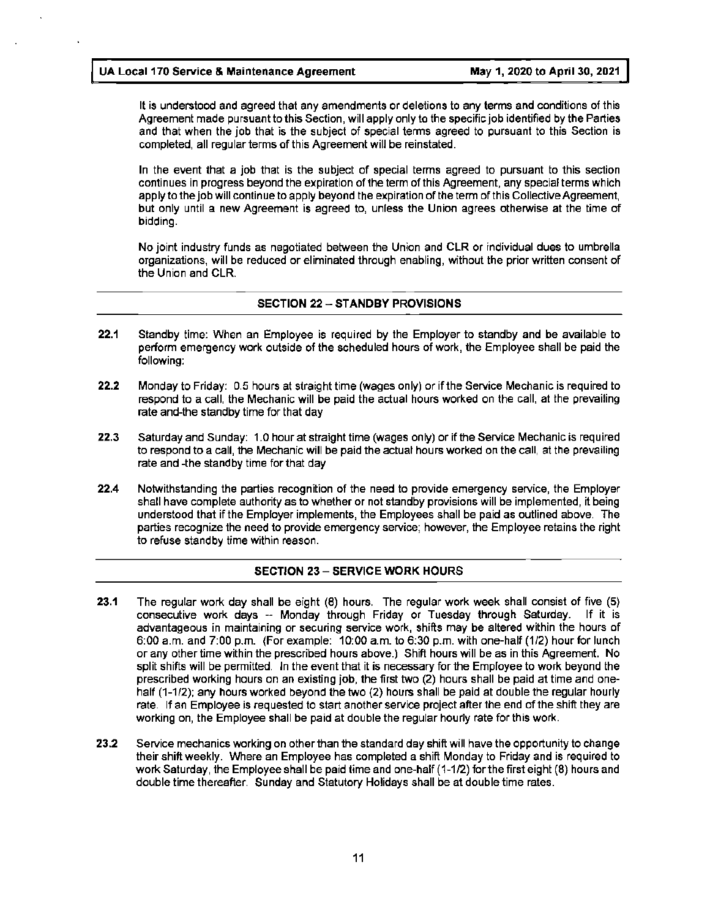It is understood and agreed that any amendments or deletions to any terms and conditions of this Agreement made pursuant to this Section, will apply only to the specific job identified by the Parties and that when the job that is the subject of special terms agreed to pursuant to this Section is completed, all regular terms of this Agreement will be reinstated.

In the event that a job that is the subject of special terms agreed to pursuant to this section continues in progress beyond the expiration of the term of this Agreement, any special terms which apply to the job will continue to apply beyond the expiration of the term of this Collective Agreement, but only until a new Agreement is agreed to, unless the Union agrees otherwise at the time of bidding.

No joint industry funds as negotiated between the Union and CLR or individual dues to umbrella organizations, will be reduced or eliminated through enabling, without the prior written consent of the Union and CLR.

## SECTION 22 – STANDBY PROVISIONS

**22.1** Standby time: When an Employee is required by the Employer to standby and be available to perform emergency work outside of the scheduled hours of work, the Employee shall be paid the following:

**22.2** Monday to Friday: 0.5 hours at straight time (wages only) or if the Service Mechanic is required to respond to a call, the Mechanic will be paid the actual hours worked on the call, at the prevailing rate and-the standby time for that day

**22.3** Saturday and Sunday: 1.0 hour at straight time (wages only) or if the Service Mechanic is required to respond to a call, the Mechanic will be paid the actual hours worked on the call, at the prevailing rate and -the standby time for that day

**22.4** Notwithstanding the parties recognition of the need to provide emergency service, the Employer shall have complete authority as to whether or not standby provisions will be implemented, it being understood that if the Employer implements, the Employees shall be paid as outlined above. The parties recognize the need to provide emergency service; however, the Employee retains the right to refuse standby time within reason.

## SECTION 23 – SERVICE WORK HOURS

**23.1** The regular work day shall be eight (8) hours. The regular work week shall consist of five (5) consecutive work days -- Monday through Friday or Tuesday through Saturday. If it is advantageous in maintaining or securing service work, shifts may be altered within the hours of 6:00 a.m. and 7:00 p.m. (For example: 10:00 a.m. to 6:30 p.m. with one-half (1/2) hour for lunch or any other time within the prescribed hours above.) Shift hours will be as in this Agreement. No split shifts will be permitted. In the event that it is necessary for the Employee to work beyond the prescribed working hours on an existing job, the first two (2) hours shall be paid at time and one-half (1-1/2); any hours worked beyond the two (2) hours shall be paid at double the regular hourly rate. If an Employee is requested to start another service project after the end of the shift they are working on, the Employee shall be paid at double the regular hourly rate for this work.

**23.2** Service mechanics working on other than the standard day shift will have the opportunity to change their shift weekly. Where an Employee has completed a shift Monday to Friday and is required to work Saturday, the Employee shall be paid time and one-half (1-1/2) for the first eight (8) hours and double time thereafter. Sunday and Statutory Holidays shall be at double time rates.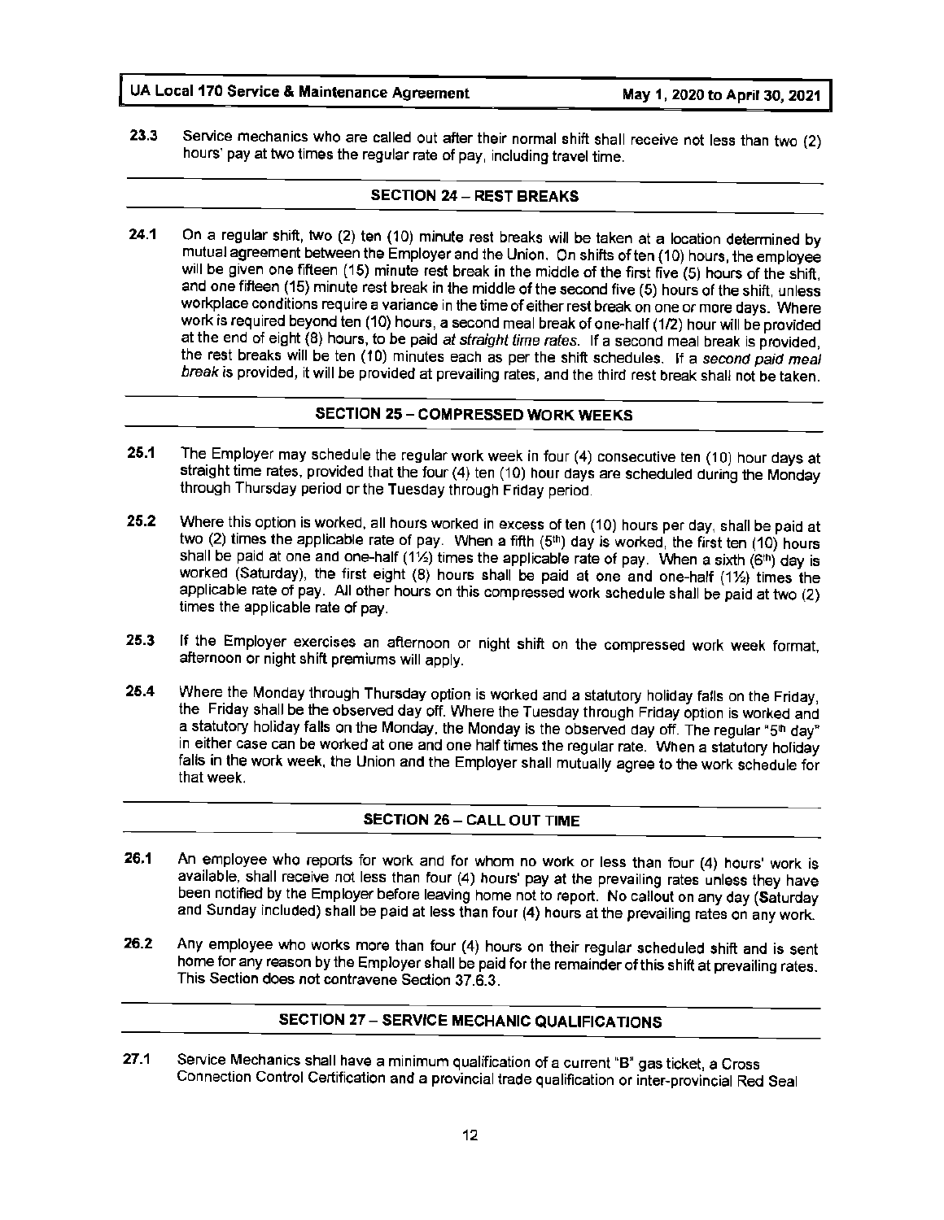**23.3** Service mechanics who are called out after their normal shift shall receive not less than two (2) hours' pay at two times the regular rate of pay, including travel time.

## SECTION 24 – REST BREAKS

**24.1** On a regular shift, two (2) ten (10) minute rest breaks will be taken at a location determined by mutual agreement between the Employer and the Union. On shifts of ten (10) hours, the employee will be given one fifteen (15) minute rest break in the middle of the first five (5) hours of the shift, and one fifteen (15) minute rest break in the middle of the second five (5) hours of the shift, unless workplace conditions require a variance in the time of either rest break on one or more days. Where work is required beyond ten (10) hours, a second meal break of one-half (1/2) hour will be provided at the end of eight (8) hours, to be paid *at straight time rates*. If a second meal break is provided, the rest breaks will be ten (10) minutes each as per the shift schedules. If a *second paid meal break* is provided, it will be provided at prevailing rates, and the third rest break shall not be taken.

## SECTION 25 – COMPRESSED WORK WEEKS

**25.1** The Employer may schedule the regular work week in four (4) consecutive ten (10) hour days at straight time rates, provided that the four (4) ten (10) hour days are scheduled during the Monday through Thursday period or the Tuesday through Friday period.

**25.2** Where this option is worked, all hours worked in excess of ten (10) hours per day, shall be paid at two (2) times the applicable rate of pay. When a fifth (5th) day is worked, the first ten (10) hours shall be paid at one and one-half (1½) times the applicable rate of pay. When a sixth (6th) day is worked (Saturday), the first eight (8) hours shall be paid at one and one-half (1½) times the applicable rate of pay. All other hours on this compressed work schedule shall be paid at two (2) times the applicable rate of pay.

**25.3** If the Employer exercises an afternoon or night shift on the compressed work week format, afternoon or night shift premiums will apply.

**25.4** Where the Monday through Thursday option is worked and a statutory holiday falls on the Friday, the Friday shall be the observed day off. Where the Tuesday through Friday option is worked and a statutory holiday falls on the Monday, the Monday is the observed day off. The regular "5th day" in either case can be worked at one and one half times the regular rate. When a statutory holiday falls in the work week, the Union and the Employer shall mutually agree to the work schedule for that week.

## SECTION 26 – CALL OUT TIME

**26.1** An employee who reports for work and for whom no work or less than four (4) hours' work is available, shall receive not less than four (4) hours' pay at the prevailing rates unless they have been notified by the Employer before leaving home not to report. No callout on any day (Saturday and Sunday included) shall be paid at less than four (4) hours at the prevailing rates on any work.

**26.2** Any employee who works more than four (4) hours on their regular scheduled shift and is sent home for any reason by the Employer shall be paid for the remainder of this shift at prevailing rates. This Section does not contravene Section 37.6.3.

## SECTION 27 – SERVICE MECHANIC QUALIFICATIONS

**27.1** Service Mechanics shall have a minimum qualification of a current "B" gas ticket, a Cross Connection Control Certification and a provincial trade qualification or inter-provincial Red Seal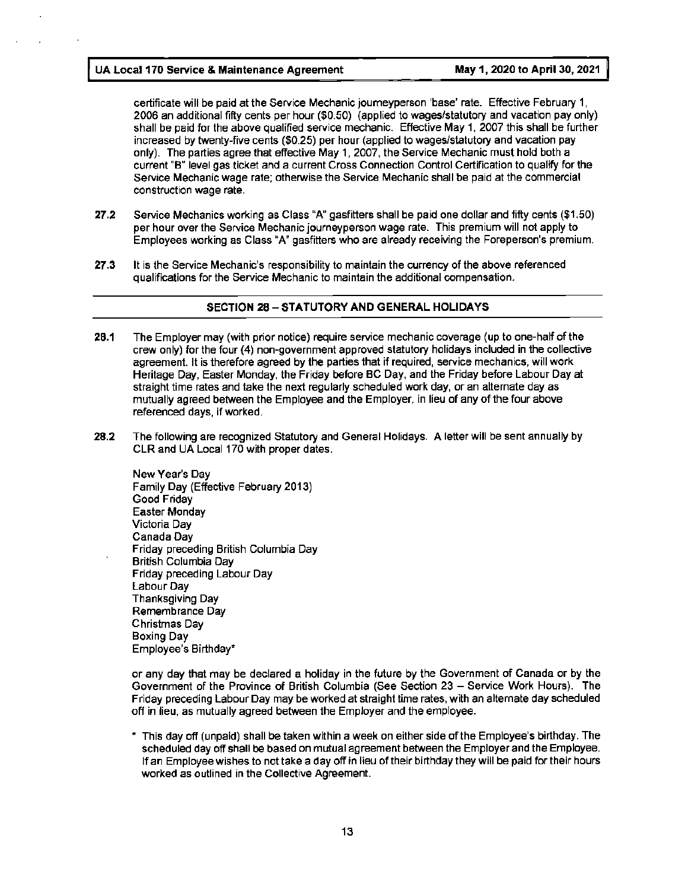certificate will be paid at the Service Mechanic journeyperson 'base' rate. Effective February 1, 2006 an additional fifty cents per hour ($0.50) (applied to wages/statutory and vacation pay only) shall be paid for the above qualified service mechanic. Effective May 1, 2007 this shall be further increased by twenty-five cents ($0.25) per hour (applied to wages/statutory and vacation pay only). The parties agree that effective May 1, 2007, the Service Mechanic must hold both a current "B" level gas ticket and a current Cross Connection Control Certification to qualify for the Service Mechanic wage rate; otherwise the Service Mechanic shall be paid at the commercial construction wage rate.

**27.2** Service Mechanics working as Class "A" gasfitters shall be paid one dollar and fifty cents ($1.50) per hour over the Service Mechanic journeyperson wage rate. This premium will not apply to Employees working as Class "A" gasfitters who are already receiving the Foreperson's premium.

**27.3** It is the Service Mechanic's responsibility to maintain the currency of the above referenced qualifications for the Service Mechanic to maintain the additional compensation.

## SECTION 28 – STATUTORY AND GENERAL HOLIDAYS

**28.1** The Employer may (with prior notice) require service mechanic coverage (up to one-half of the crew only) for the four (4) non-government approved statutory holidays included in the collective agreement. It is therefore agreed by the parties that if required, service mechanics, will work Heritage Day, Easter Monday, the Friday before BC Day, and the Friday before Labour Day at straight time rates and take the next regularly scheduled work day, or an alternate day as mutually agreed between the Employee and the Employer, in lieu of any of the four above referenced days, if worked.

**28.2** The following are recognized Statutory and General Holidays. A letter will be sent annually by CLR and UA Local 170 with proper dates.

New Year's Day
Family Day (Effective February 2013)
Good Friday
Easter Monday
Victoria Day
Canada Day
Friday preceding British Columbia Day
British Columbia Day
Friday preceding Labour Day
Labour Day
Thanksgiving Day
Remembrance Day
Christmas Day
Boxing Day
Employee's Birthday*

or any day that may be declared a holiday in the future by the Government of Canada or by the Government of the Province of British Columbia (See Section 23 – Service Work Hours). The Friday preceding Labour Day may be worked at straight time rates, with an alternate day scheduled off in lieu, as mutually agreed between the Employer and the employee.

\* This day off (unpaid) shall be taken within a week on either side of the Employee's birthday. The scheduled day off shall be based on mutual agreement between the Employer and the Employee. If an Employee wishes to not take a day off in lieu of their birthday they will be paid for their hours worked as outlined in the Collective Agreement.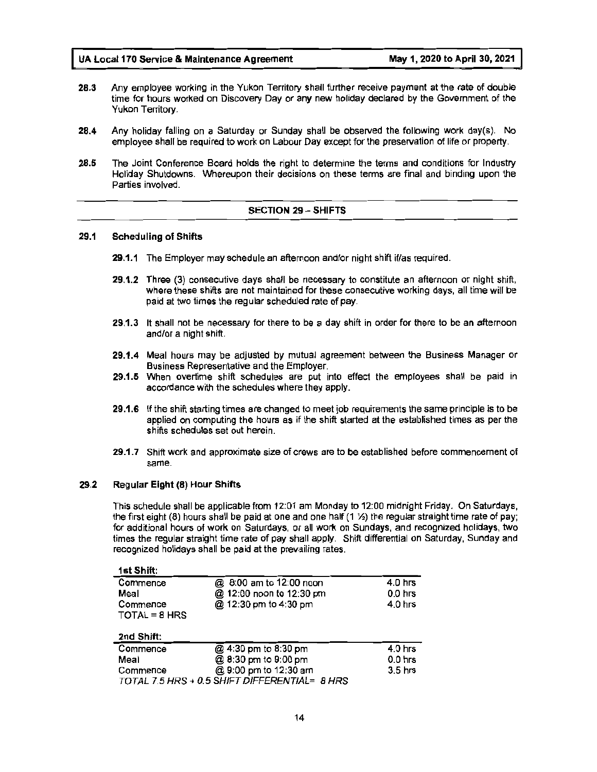**28.3** Any employee working in the Yukon Territory shall further receive payment at the rate of double time for hours worked on Discovery Day or any new holiday declared by the Government of the Yukon Territory.

**28.4** Any holiday falling on a Saturday or Sunday shall be observed the following work day(s). No employee shall be required to work on Labour Day except for the preservation of life or property.

**28.5** The Joint Conference Board holds the right to determine the terms and conditions for Industry Holiday Shutdowns. Whereupon their decisions on these terms are final and binding upon the Parties involved.

## SECTION 29 – SHIFTS

### 29.1 Scheduling of Shifts

**29.1.1** The Employer may schedule an afternoon and/or night shift if/as required.

**29.1.2** Three (3) consecutive days shall be necessary to constitute an afternoon or night shift, where these shifts are not maintained for these consecutive working days, all time will be paid at two times the regular scheduled rate of pay.

**29.1.3** It shall not be necessary for there to be a day shift in order for there to be an afternoon and/or a night shift.

**29.1.4** Meal hours may be adjusted by mutual agreement between the Business Manager or Business Representative and the Employer.

**29.1.5** When overtime shift schedules are put into effect the employees shall be paid in accordance with the schedules where they apply.

**29.1.6** If the shift starting times are changed to meet job requirements the same principle is to be applied on computing the hours as if the shift started at the established times as per the shifts schedules set out herein.

**29.1.7** Shift work and approximate size of crews are to be established before commencement of same.

### 29.2 Regular Eight (8) Hour Shifts

This schedule shall be applicable from 12:01 am Monday to 12:00 midnight Friday. On Saturdays, the first eight (8) hours shall be paid at one and one half (1 ½) the regular straight time rate of pay; for additional hours of work on Saturdays, or all work on Sundays, and recognized holidays, two times the regular straight time rate of pay shall apply. Shift differential on Saturday, Sunday and recognized holidays shall be paid at the prevailing rates.

**1st Shift:**

| | | |
|---|---|---|
| Commence | @ 8:00 am to 12:00 noon | 4.0 hrs |
| Meal | @ 12:00 noon to 12:30 pm | 0.0 hrs |
| Commence | @ 12:30 pm to 4:30 pm | 4.0 hrs |
| TOTAL = 8 HRS | | |

**2nd Shift:**

| | | |
|---|---|---|
| Commence | @ 4:30 pm to 8:30 pm | 4.0 hrs |
| Meal | @ 8:30 pm to 9:00 pm | 0.0 hrs |
| Commence | @ 9:00 pm to 12:30 am | 3.5 hrs |
| *TOTAL 7.5 HRS + 0.5 SHIFT DIFFERENTIAL= 8 HRS* | | |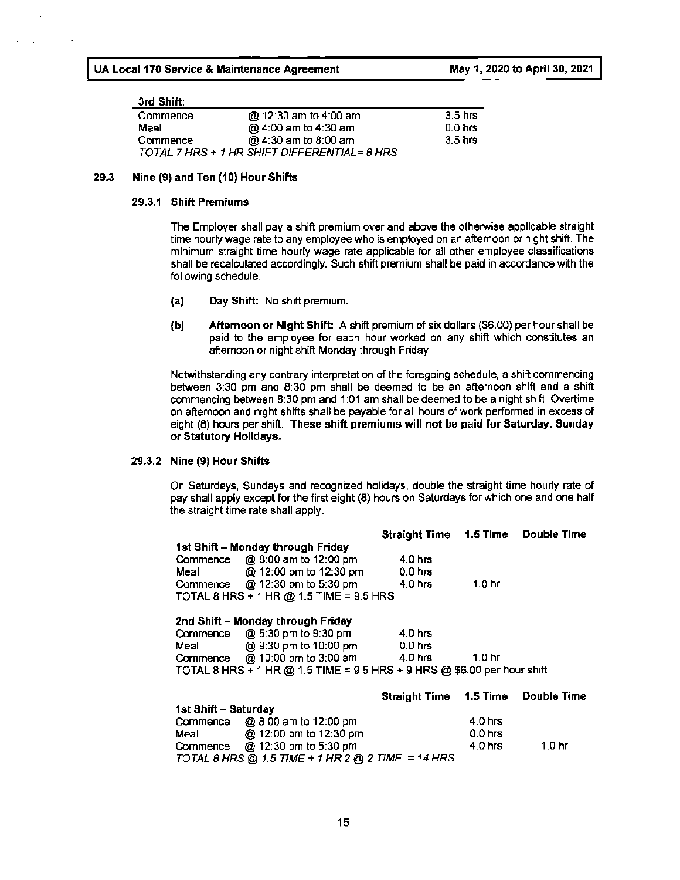**3rd Shift:**

| | | |
|---|---|---|
| Commence | @ 12:30 am to 4:00 am | 3.5 hrs |
| Meal | @ 4:00 am to 4:30 am | 0.0 hrs |
| Commence | @ 4:30 am to 8:00 am | 3.5 hrs |

*TOTAL 7 HRS + 1 HR SHIFT DIFFERENTIAL= 8 HRS*

## 29.3 Nine (9) and Ten (10) Hour Shifts

### 29.3.1 Shift Premiums

The Employer shall pay a shift premium over and above the otherwise applicable straight time hourly wage rate to any employee who is employed on an afternoon or night shift. The minimum straight time hourly wage rate applicable for all other employee classifications shall be recalculated accordingly. Such shift premium shall be paid in accordance with the following schedule.

**(a) Day Shift:** No shift premium.

**(b) Afternoon or Night Shift:** A shift premium of six dollars ($6.00) per hour shall be paid to the employee for each hour worked on any shift which constitutes an afternoon or night shift Monday through Friday.

Notwithstanding any contrary interpretation of the foregoing schedule, a shift commencing between 3:30 pm and 8:30 pm shall be deemed to be an afternoon shift and a shift commencing between 8:30 pm and 1:01 am shall be deemed to be a night shift. Overtime on afternoon and night shifts shall be payable for all hours of work performed in excess of eight (8) hours per shift. **These shift premiums will not be paid for Saturday, Sunday or Statutory Holidays.**

### 29.3.2 Nine (9) Hour Shifts

On Saturdays, Sundays and recognized holidays, double the straight time hourly rate of pay shall apply except for the first eight (8) hours on Saturdays for which one and one half the straight time rate shall apply.

| | | Straight Time | 1.5 Time | Double Time |
|---|---|---|---|---|
| **1st Shift – Monday through Friday** | | | | |
| Commence | @ 8:00 am to 12:00 pm | 4.0 hrs | | |
| Meal | @ 12:00 pm to 12:30 pm | 0.0 hrs | | |
| Commence | @ 12:30 pm to 5:30 pm | 4.0 hrs | 1.0 hr | |
| TOTAL 8 HRS + 1 HR @ 1.5 TIME = 9.5 HRS | | | | |
| **2nd Shift – Monday through Friday** | | | | |
| Commence | @ 5:30 pm to 9:30 pm | 4.0 hrs | | |
| Meal | @ 9:30 pm to 10:00 pm | 0.0 hrs | | |
| Commence | @ 10:00 pm to 3:00 am | 4.0 hrs | 1.0 hr | |
| TOTAL 8 HRS + 1 HR @ 1.5 TIME = 9.5 HRS + 9 HRS @ $6.00 per hour shift | | | | |

| | | Straight Time | 1.5 Time | Double Time |
|---|---|---|---|---|
| **1st Shift – Saturday** | | | | |
| Commence | @ 8:00 am to 12:00 pm | | 4.0 hrs | |
| Meal | @ 12:00 pm to 12:30 pm | | 0.0 hrs | |
| Commence | @ 12:30 pm to 5:30 pm | | 4.0 hrs | 1.0 hr |
| *TOTAL 8 HRS @ 1.5 TIME + 1 HR 2 @ 2 TIME = 14 HRS* | | | | |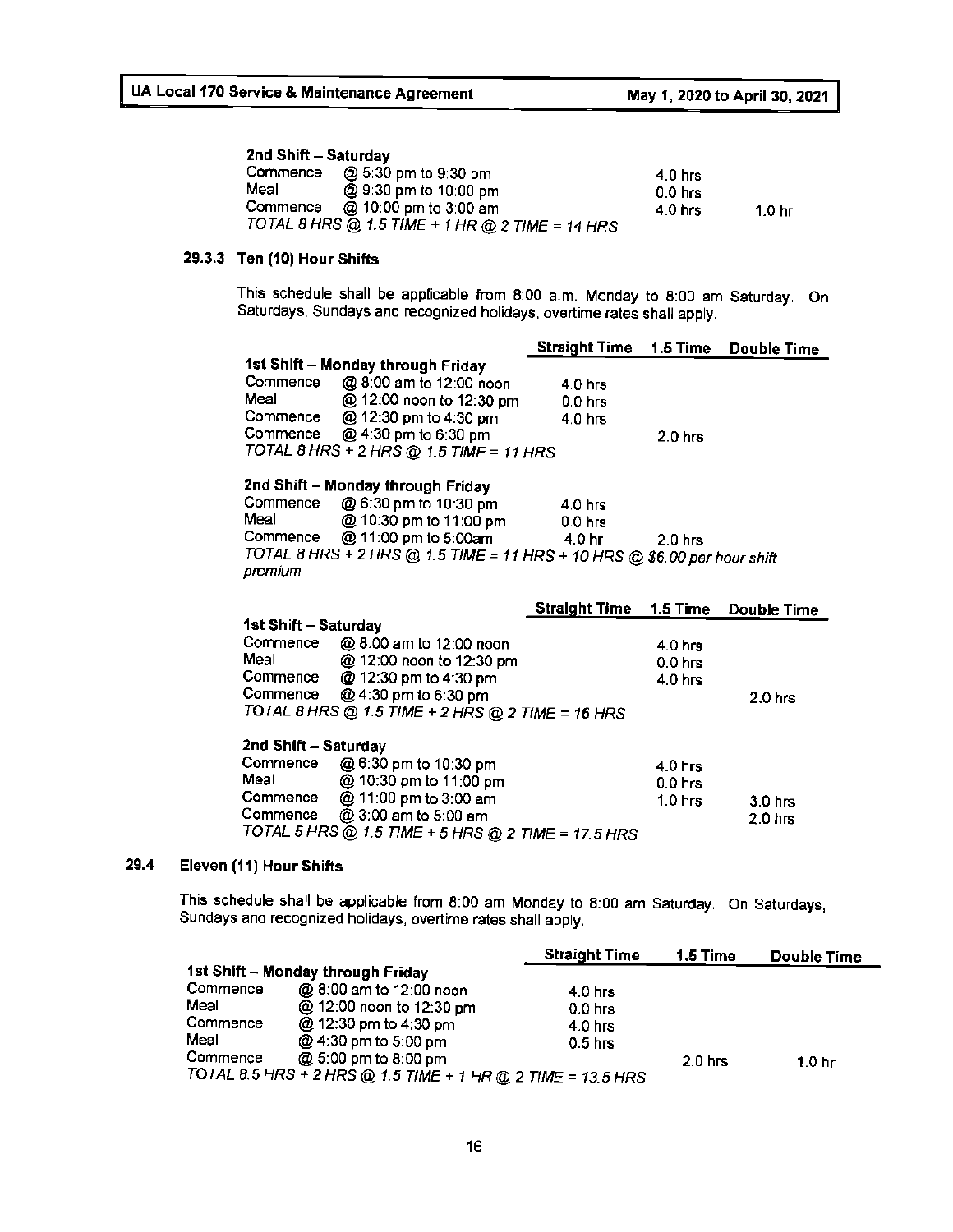**2nd Shift – Saturday**

| | | Straight Time | 1.5 Time | Double Time |
|---|---|---|---|---|
| Commence | @ 5:30 pm to 9:30 pm | | 4.0 hrs | |
| Meal | @ 9:30 pm to 10:00 pm | | 0.0 hrs | |
| Commence | @ 10:00 pm to 3:00 am | | 4.0 hrs | 1.0 hr |

*TOTAL 8 HRS @ 1.5 TIME + 1 HR @ 2 TIME = 14 HRS*

### 29.3.3 Ten (10) Hour Shifts

This schedule shall be applicable from 8:00 a.m. Monday to 8:00 am Saturday. On Saturdays, Sundays and recognized holidays, overtime rates shall apply.

| | | Straight Time | 1.5 Time | Double Time |
|---|---|---|---|---|
| **1st Shift – Monday through Friday** | | | | |
| Commence | @ 8:00 am to 12:00 noon | 4.0 hrs | | |
| Meal | @ 12:00 noon to 12:30 pm | 0.0 hrs | | |
| Commence | @ 12:30 pm to 4:30 pm | 4.0 hrs | | |
| Commence | @ 4:30 pm to 6:30 pm | | 2.0 hrs | |

*TOTAL 8 HRS + 2 HRS @ 1.5 TIME = 11 HRS*

| | | Straight Time | 1.5 Time | Double Time |
|---|---|---|---|---|
| **2nd Shift – Monday through Friday** | | | | |
| Commence | @ 6:30 pm to 10:30 pm | 4.0 hrs | | |
| Meal | @ 10:30 pm to 11:00 pm | 0.0 hrs | | |
| Commence | @ 11:00 pm to 5:00am | 4.0 hr | 2.0 hrs | |

*TOTAL 8 HRS + 2 HRS @ 1.5 TIME = 11 HRS + 10 HRS @ $6.00 per hour shift premium*

| | | Straight Time | 1.5 Time | Double Time |
|---|---|---|---|---|
| **1st Shift – Saturday** | | | | |
| Commence | @ 8:00 am to 12:00 noon | | 4.0 hrs | |
| Meal | @ 12:00 noon to 12:30 pm | | 0.0 hrs | |
| Commence | @ 12:30 pm to 4:30 pm | | 4.0 hrs | |
| Commence | @ 4:30 pm to 6:30 pm | | | 2.0 hrs |

*TOTAL 8 HRS @ 1.5 TIME + 2 HRS @ 2 TIME = 16 HRS*

| | | Straight Time | 1.5 Time | Double Time |
|---|---|---|---|---|
| **2nd Shift – Saturday** | | | | |
| Commence | @ 6:30 pm to 10:30 pm | | 4.0 hrs | |
| Meal | @ 10:30 pm to 11:00 pm | | 0.0 hrs | |
| Commence | @ 11:00 pm to 3:00 am | | 1.0 hrs | 3.0 hrs |
| Commence | @ 3:00 am to 5:00 am | | | 2.0 hrs |

*TOTAL 5 HRS @ 1.5 TIME + 5 HRS @ 2 TIME = 17.5 HRS*

## 29.4 Eleven (11) Hour Shifts

This schedule shall be applicable from 8:00 am Monday to 8:00 am Saturday. On Saturdays, Sundays and recognized holidays, overtime rates shall apply.

| | | Straight Time | 1.5 Time | Double Time |
|---|---|---|---|---|
| **1st Shift – Monday through Friday** | | | | |
| Commence | @ 8:00 am to 12:00 noon | 4.0 hrs | | |
| Meal | @ 12:00 noon to 12:30 pm | 0.0 hrs | | |
| Commence | @ 12:30 pm to 4:30 pm | 4.0 hrs | | |
| Meal | @ 4:30 pm to 5:00 pm | 0.5 hrs | | |
| Commence | @ 5:00 pm to 8:00 pm | | 2.0 hrs | 1.0 hr |

*TOTAL 8.5 HRS + 2 HRS @ 1.5 TIME + 1 HR @ 2 TIME = 13.5 HRS*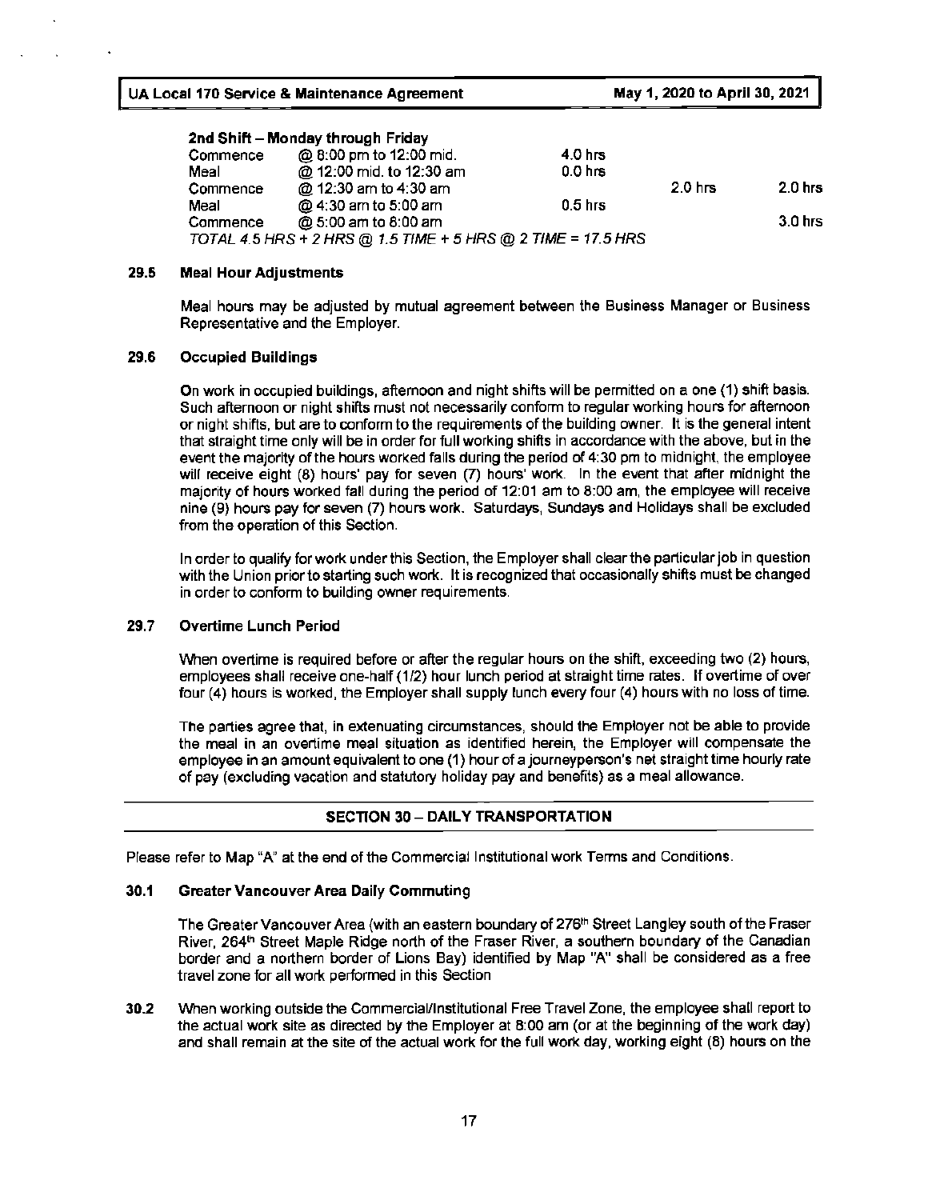**2nd Shift – Monday through Friday**

| | | | | |
|---|---|---|---|---|
| Commence | @ 8:00 pm to 12:00 mid. | 4.0 hrs | | |
| Meal | @ 12:00 mid. to 12:30 am | 0.0 hrs | | |
| Commence | @ 12:30 am to 4:30 am | | 2.0 hrs | 2.0 hrs |
| Meal | @ 4:30 am to 5:00 am | 0.5 hrs | | |
| Commence | @ 5:00 am to 8:00 am | | | 3.0 hrs |

*TOTAL 4.5 HRS + 2 HRS @ 1.5 TIME + 5 HRS @ 2 TIME = 17.5 HRS*

**29.5 Meal Hour Adjustments**

Meal hours may be adjusted by mutual agreement between the Business Manager or Business Representative and the Employer.

**29.6 Occupied Buildings**

On work in occupied buildings, afternoon and night shifts will be permitted on a one (1) shift basis. Such afternoon or night shifts must not necessarily conform to regular working hours for afternoon or night shifts, but are to conform to the requirements of the building owner. It is the general intent that straight time only will be in order for full working shifts in accordance with the above, but in the event the majority of the hours worked falls during the period of 4:30 pm to midnight, the employee will receive eight (8) hours' pay for seven (7) hours' work. In the event that after midnight the majority of hours worked fall during the period of 12:01 am to 8:00 am, the employee will receive nine (9) hours pay for seven (7) hours work. Saturdays, Sundays and Holidays shall be excluded from the operation of this Section.

In order to qualify for work under this Section, the Employer shall clear the particular job in question with the Union prior to starting such work. It is recognized that occasionally shifts must be changed in order to conform to building owner requirements.

**29.7 Overtime Lunch Period**

When overtime is required before or after the regular hours on the shift, exceeding two (2) hours, employees shall receive one-half (1/2) hour lunch period at straight time rates. If overtime of over four (4) hours is worked, the Employer shall supply lunch every four (4) hours with no loss of time.

The parties agree that, in extenuating circumstances, should the Employer not be able to provide the meal in an overtime meal situation as identified herein, the Employer will compensate the employee in an amount equivalent to one (1) hour of a journeyperson's net straight time hourly rate of pay (excluding vacation and statutory holiday pay and benefits) as a meal allowance.

## SECTION 30 – DAILY TRANSPORTATION

Please refer to Map "A" at the end of the Commercial Institutional work Terms and Conditions.

**30.1 Greater Vancouver Area Daily Commuting**

The Greater Vancouver Area (with an eastern boundary of 276th Street Langley south of the Fraser River, 264th Street Maple Ridge north of the Fraser River, a southern boundary of the Canadian border and a northern border of Lions Bay) identified by Map "A" shall be considered as a free travel zone for all work performed in this Section

**30.2** When working outside the Commercial/Institutional Free Travel Zone, the employee shall report to the actual work site as directed by the Employer at 8:00 am (or at the beginning of the work day) and shall remain at the site of the actual work for the full work day, working eight (8) hours on the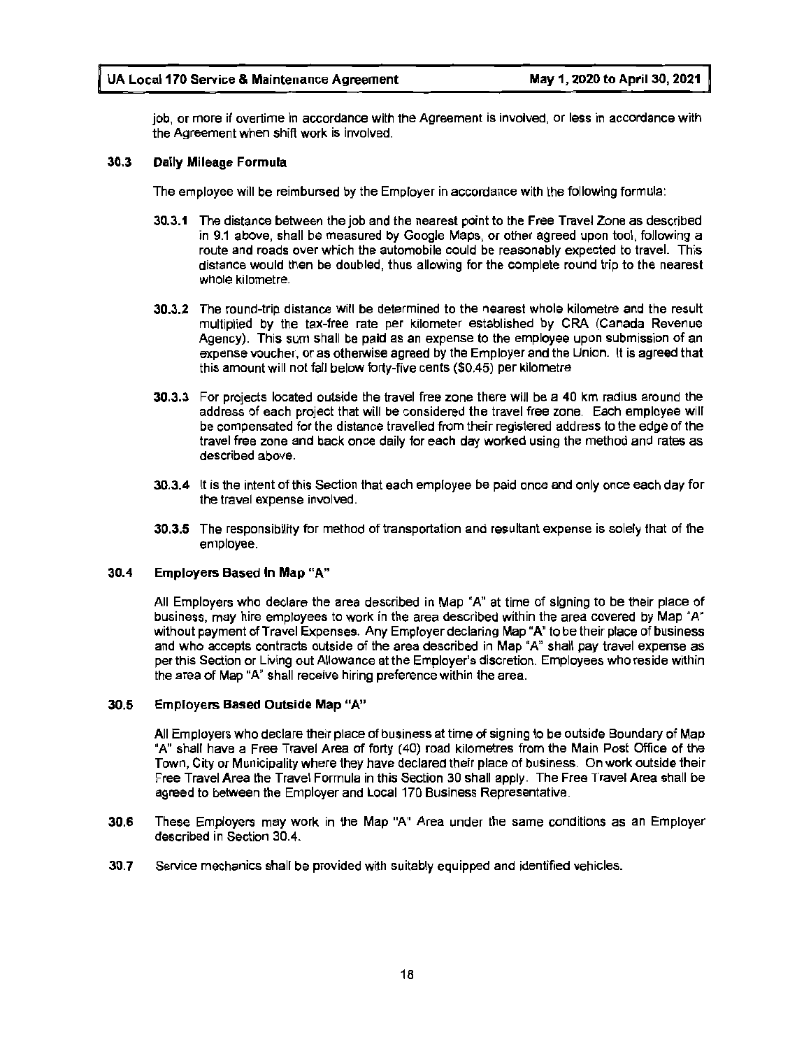job, or more if overtime in accordance with the Agreement is involved, or less in accordance with the Agreement when shift work is involved.

### 30.3 Daily Mileage Formula

The employee will be reimbursed by the Employer in accordance with the following formula:

**30.3.1** The distance between the job and the nearest point to the Free Travel Zone as described in 9.1 above, shall be measured by Google Maps, or other agreed upon tool, following a route and roads over which the automobile could be reasonably expected to travel. This distance would then be doubled, thus allowing for the complete round trip to the nearest whole kilometre.

**30.3.2** The round-trip distance will be determined to the nearest whole kilometre and the result multiplied by the tax-free rate per kilometer established by CRA (Canada Revenue Agency). This sum shall be paid as an expense to the employee upon submission of an expense voucher, or as otherwise agreed by the Employer and the Union. It is agreed that this amount will not fall below forty-five cents ($0.45) per kilometre

**30.3.3** For projects located outside the travel free zone there will be a 40 km radius around the address of each project that will be considered the travel free zone. Each employee will be compensated for the distance travelled from their registered address to the edge of the travel free zone and back once daily for each day worked using the method and rates as described above.

**30.3.4** It is the intent of this Section that each employee be paid once and only once each day for the travel expense involved.

**30.3.5** The responsibility for method of transportation and resultant expense is solely that of the employee.

### 30.4 Employers Based In Map "A"

All Employers who declare the area described in Map "A" at time of signing to be their place of business, may hire employees to work in the area described within the area covered by Map "A" without payment of Travel Expenses. Any Employer declaring Map "A" to be their place of business and who accepts contracts outside of the area described in Map "A" shall pay travel expense as per this Section or Living out Allowance at the Employer's discretion. Employees who reside within the area of Map "A" shall receive hiring preference within the area.

### 30.5 Employers Based Outside Map "A"

All Employers who declare their place of business at time of signing to be outside Boundary of Map "A" shall have a Free Travel Area of forty (40) road kilometres from the Main Post Office of the Town, City or Municipality where they have declared their place of business. On work outside their Free Travel Area the Travel Formula in this Section 30 shall apply. The Free Travel Area shall be agreed to between the Employer and Local 170 Business Representative.

**30.6** These Employers may work in the Map "A" Area under the same conditions as an Employer described in Section 30.4.

**30.7** Service mechanics shall be provided with suitably equipped and identified vehicles.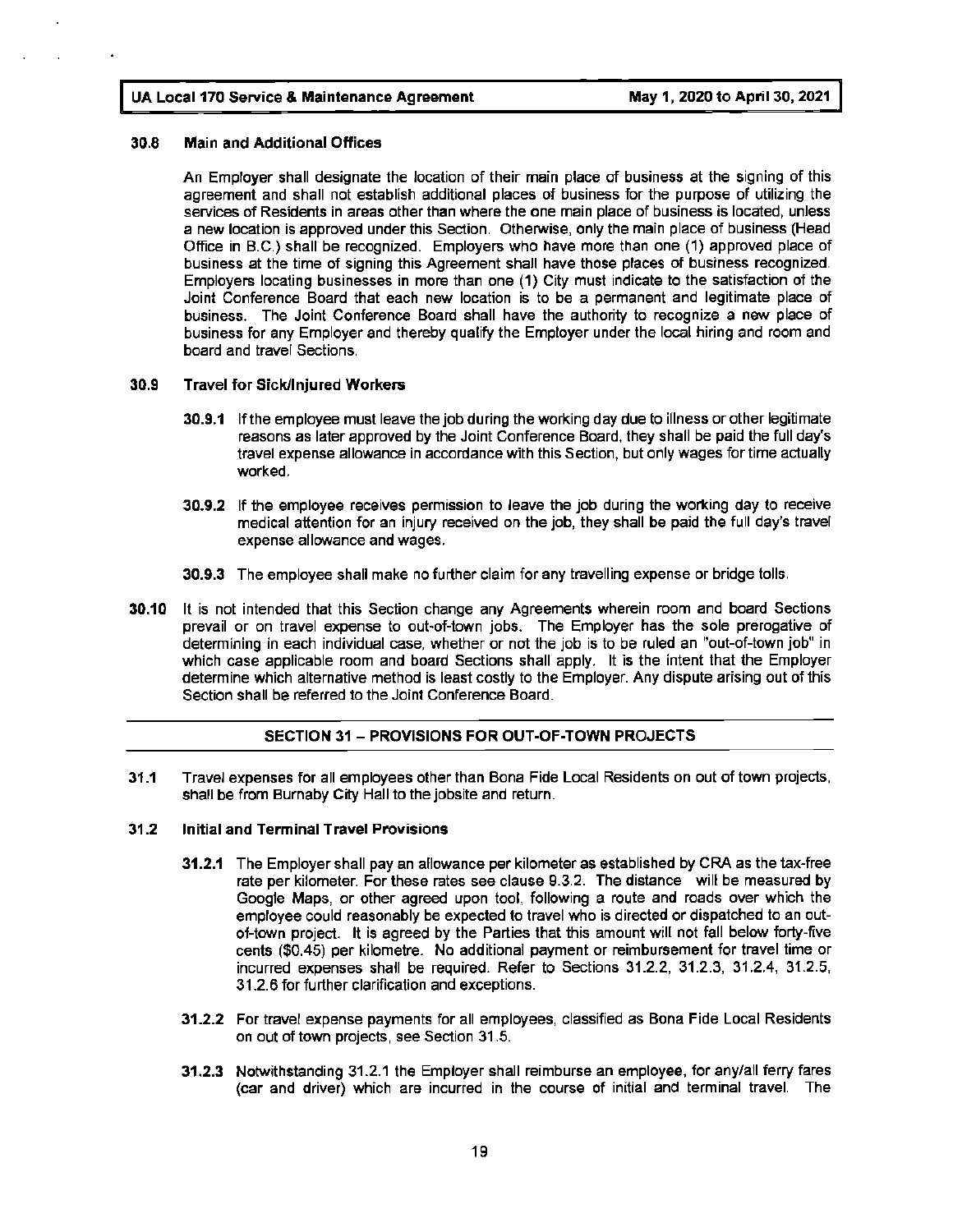### 30.8 Main and Additional Offices

An Employer shall designate the location of their main place of business at the signing of this agreement and shall not establish additional places of business for the purpose of utilizing the services of Residents in areas other than where the one main place of business is located, unless a new location is approved under this Section. Otherwise, only the main place of business (Head Office in B.C.) shall be recognized. Employers who have more than one (1) approved place of business at the time of signing this Agreement shall have those places of business recognized. Employers locating businesses in more than one (1) City must indicate to the satisfaction of the Joint Conference Board that each new location is to be a permanent and legitimate place of business. The Joint Conference Board shall have the authority to recognize a new place of business for any Employer and thereby qualify the Employer under the local hiring and room and board and travel Sections.

### 30.9 Travel for Sick/Injured Workers

**30.9.1** If the employee must leave the job during the working day due to illness or other legitimate reasons as later approved by the Joint Conference Board, they shall be paid the full day's travel expense allowance in accordance with this Section, but only wages for time actually worked.

**30.9.2** If the employee receives permission to leave the job during the working day to receive medical attention for an injury received on the job, they shall be paid the full day's travel expense allowance and wages.

**30.9.3** The employee shall make no further claim for any travelling expense or bridge tolls.

**30.10** It is not intended that this Section change any Agreements wherein room and board Sections prevail or on travel expense to out-of-town jobs. The Employer has the sole prerogative of determining in each individual case, whether or not the job is to be ruled an "out-of-town job" in which case applicable room and board Sections shall apply. It is the intent that the Employer determine which alternative method is least costly to the Employer. Any dispute arising out of this Section shall be referred to the Joint Conference Board.

## SECTION 31 – PROVISIONS FOR OUT-OF-TOWN PROJECTS

**31.1** Travel expenses for all employees other than Bona Fide Local Residents on out of town projects, shall be from Burnaby City Hall to the jobsite and return.

### 31.2 Initial and Terminal Travel Provisions

**31.2.1** The Employer shall pay an allowance per kilometer as established by CRA as the tax-free rate per kilometer. For these rates see clause 9.3.2. The distance will be measured by Google Maps, or other agreed upon tool, following a route and roads over which the employee could reasonably be expected to travel who is directed or dispatched to an out-of-town project. It is agreed by the Parties that this amount will not fall below forty-five cents ($0.45) per kilometre. No additional payment or reimbursement for travel time or incurred expenses shall be required. Refer to Sections 31.2.2, 31.2.3, 31.2.4, 31.2.5, 31.2.6 for further clarification and exceptions.

**31.2.2** For travel expense payments for all employees, classified as Bona Fide Local Residents on out of town projects, see Section 31.5.

**31.2.3** Notwithstanding 31.2.1 the Employer shall reimburse an employee, for any/all ferry fares (car and driver) which are incurred in the course of initial and terminal travel. The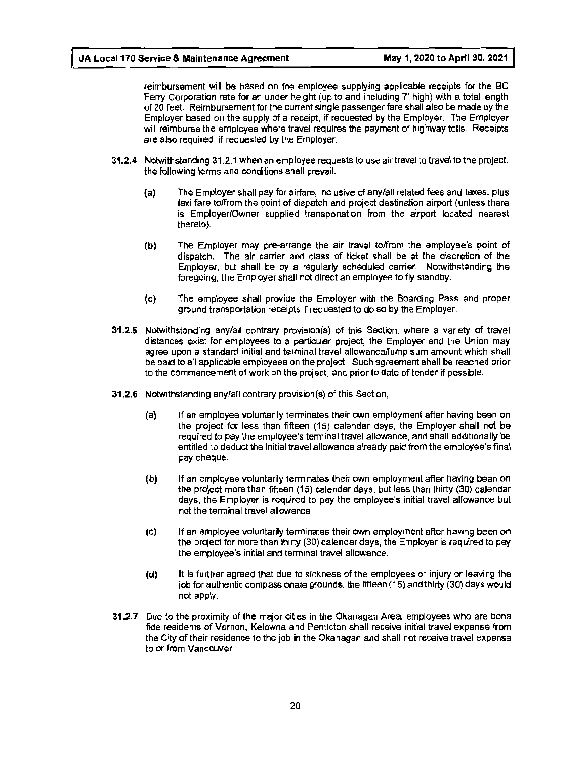reimbursement will be based on the employee supplying applicable receipts for the BC Ferry Corporation rate for an under height (up to and including 7' high) with a total length of 20 feet. Reimbursement for the current single passenger fare shall also be made by the Employer based on the supply of a receipt, if requested by the Employer. The Employer will reimburse the employee where travel requires the payment of highway tolls. Receipts are also required, if requested by the Employer.

**31.2.4** Notwithstanding 31.2.1 when an employee requests to use air travel to travel to the project, the following terms and conditions shall prevail.

- **(a)** The Employer shall pay for airfare, inclusive of any/all related fees and taxes, plus taxi fare to/from the point of dispatch and project destination airport (unless there is Employer/Owner supplied transportation from the airport located nearest thereto).
- **(b)** The Employer may pre-arrange the air travel to/from the employee's point of dispatch. The air carrier and class of ticket shall be at the discretion of the Employer, but shall be by a regularly scheduled carrier. Notwithstanding the foregoing, the Employer shall not direct an employee to fly standby.
- **(c)** The employee shall provide the Employer with the Boarding Pass and proper ground transportation receipts if requested to do so by the Employer.

**31.2.5** Notwithstanding any/all contrary provision(s) of this Section, where a variety of travel distances exist for employees to a particular project, the Employer and the Union may agree upon a standard initial and terminal travel allowance/lump sum amount which shall be paid to all applicable employees on the project. Such agreement shall be reached prior to the commencement of work on the project, and prior to date of tender if possible.

**31.2.6** Notwithstanding any/all contrary provision(s) of this Section,

- **(a)** If an employee voluntarily terminates their own employment after having been on the project for less than fifteen (15) calendar days, the Employer shall not be required to pay the employee's terminal travel allowance, and shall additionally be entitled to deduct the initial travel allowance already paid from the employee's final pay cheque.
- **(b)** If an employee voluntarily terminates their own employment after having been on the project more than fifteen (15) calendar days, but less than thirty (30) calendar days, the Employer is required to pay the employee's initial travel allowance but not the terminal travel allowance
- **(c)** If an employee voluntarily terminates their own employment after having been on the project for more than thirty (30) calendar days, the Employer is required to pay the employee's initial and terminal travel allowance.
- **(d)** It is further agreed that due to sickness of the employees or injury or leaving the job for authentic compassionate grounds, the fifteen (15) and thirty (30) days would not apply.

**31.2.7** Due to the proximity of the major cities in the Okanagan Area, employees who are bona fide residents of Vernon, Kelowna and Penticton shall receive initial travel expense from the City of their residence to the job in the Okanagan and shall not receive travel expense to or from Vancouver.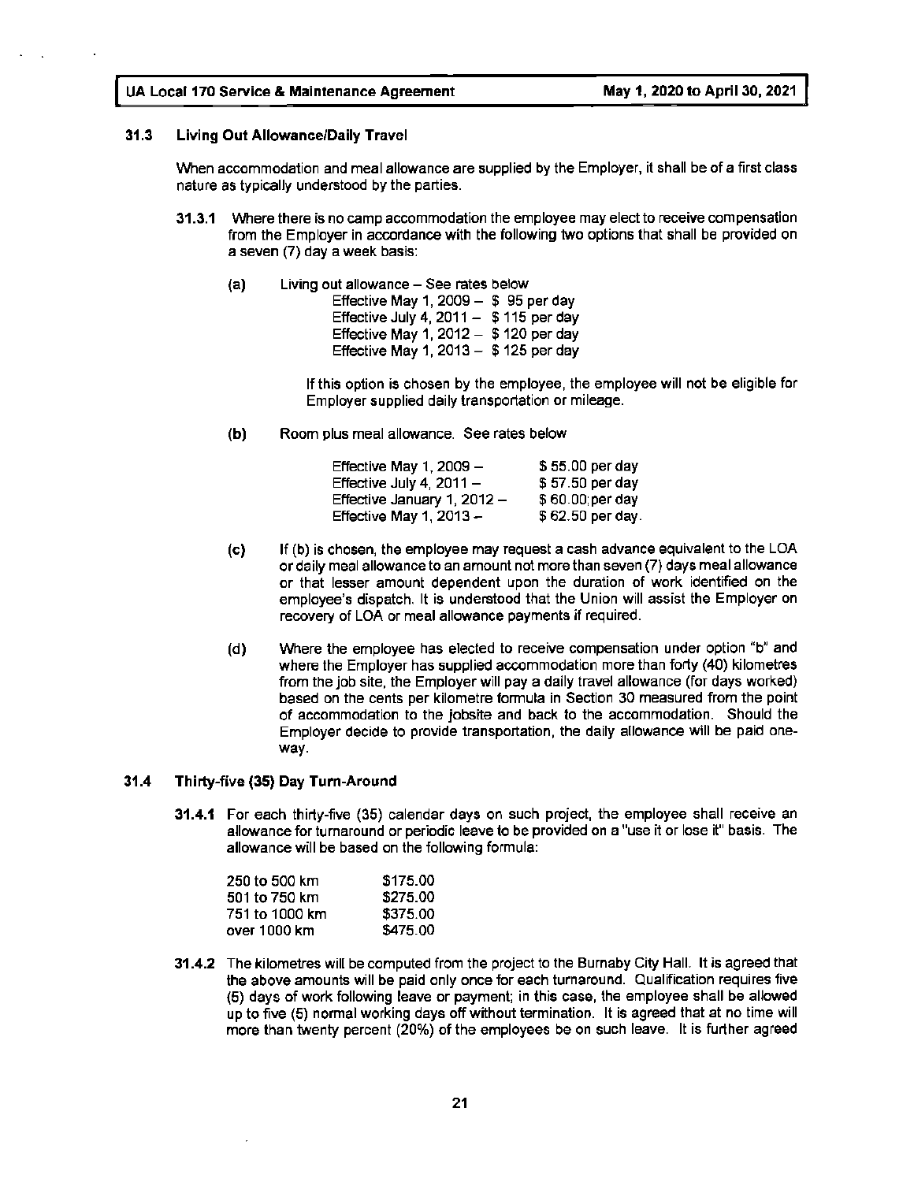### 31.3 Living Out Allowance/Daily Travel

When accommodation and meal allowance are supplied by the Employer, it shall be of a first class nature as typically understood by the parties.

**31.3.1** Where there is no camp accommodation the employee may elect to receive compensation from the Employer in accordance with the following two options that shall be provided on a seven (7) day a week basis:

**(a)** Living out allowance – See rates below

Effective May 1, 2009 – $ 95 per day
Effective July 4, 2011 – $ 115 per day
Effective May 1, 2012 – $ 120 per day
Effective May 1, 2013 – $ 125 per day

If this option is chosen by the employee, the employee will not be eligible for Employer supplied daily transportation or mileage.

**(b)** Room plus meal allowance. See rates below

| | |
|---|---|
| Effective May 1, 2009 – | $ 55.00 per day |
| Effective July 4, 2011 – | $ 57.50 per day |
| Effective January 1, 2012 – | $ 60.00 per day |
| Effective May 1, 2013 – | $ 62.50 per day. |

**(c)** If (b) is chosen, the employee may request a cash advance equivalent to the LOA or daily meal allowance to an amount not more than seven (7) days meal allowance or that lesser amount dependent upon the duration of work identified on the employee's dispatch. It is understood that the Union will assist the Employer on recovery of LOA or meal allowance payments if required.

**(d)** Where the employee has elected to receive compensation under option "b" and where the Employer has supplied accommodation more than forty (40) kilometres from the job site, the Employer will pay a daily travel allowance (for days worked) based on the cents per kilometre formula in Section 30 measured from the point of accommodation to the jobsite and back to the accommodation. Should the Employer decide to provide transportation, the daily allowance will be paid one-way.

### 31.4 Thirty-five (35) Day Turn-Around

**31.4.1** For each thirty-five (35) calendar days on such project, the employee shall receive an allowance for turnaround or periodic leave to be provided on a "use it or lose it" basis. The allowance will be based on the following formula:

| | |
|---|---|
| 250 to 500 km | $175.00 |
| 501 to 750 km | $275.00 |
| 751 to 1000 km | $375.00 |
| over 1000 km | $475.00 |

**31.4.2** The kilometres will be computed from the project to the Burnaby City Hall. It is agreed that the above amounts will be paid only once for each turnaround. Qualification requires five (5) days of work following leave or payment; in this case, the employee shall be allowed up to five (5) normal working days off without termination. It is agreed that at no time will more than twenty percent (20%) of the employees be on such leave. It is further agreed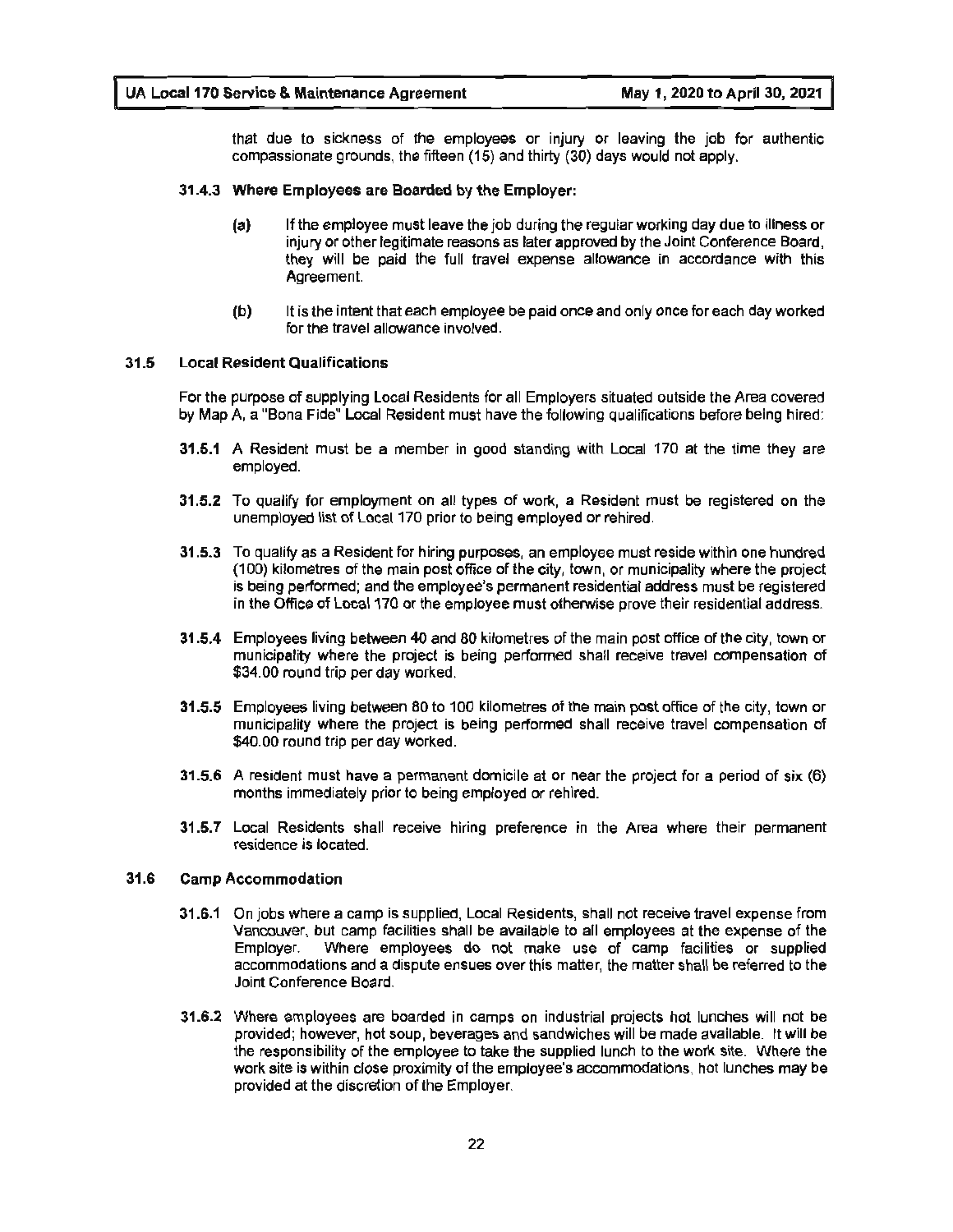that due to sickness of the employees or injury or leaving the job for authentic compassionate grounds, the fifteen (15) and thirty (30) days would not apply.

**31.4.3 Where Employees are Boarded by the Employer:**

**(a)** If the employee must leave the job during the regular working day due to illness or injury or other legitimate reasons as later approved by the Joint Conference Board, they will be paid the full travel expense allowance in accordance with this Agreement.

**(b)** It is the intent that each employee be paid once and only once for each day worked for the travel allowance involved.

### 31.5 Local Resident Qualifications

For the purpose of supplying Local Residents for all Employers situated outside the Area covered by Map A, a "Bona Fide" Local Resident must have the following qualifications before being hired:

**31.5.1** A Resident must be a member in good standing with Local 170 at the time they are employed.

**31.5.2** To qualify for employment on all types of work, a Resident must be registered on the unemployed list of Local 170 prior to being employed or rehired.

**31.5.3** To qualify as a Resident for hiring purposes, an employee must reside within one hundred (100) kilometres of the main post office of the city, town, or municipality where the project is being performed; and the employee's permanent residential address must be registered in the Office of Local 170 or the employee must otherwise prove their residential address.

**31.5.4** Employees living between 40 and 80 kilometres of the main post office of the city, town or municipality where the project is being performed shall receive travel compensation of $34.00 round trip per day worked.

**31.5.5** Employees living between 80 to 100 kilometres of the main post office of the city, town or municipality where the project is being performed shall receive travel compensation of $40.00 round trip per day worked.

**31.5.6** A resident must have a permanent domicile at or near the project for a period of six (6) months immediately prior to being employed or rehired.

**31.5.7** Local Residents shall receive hiring preference in the Area where their permanent residence is located.

### 31.6 Camp Accommodation

**31.6.1** On jobs where a camp is supplied, Local Residents, shall not receive travel expense from Vancouver, but camp facilities shall be available to all employees at the expense of the Employer. Where employees do not make use of camp facilities or supplied accommodations and a dispute ensues over this matter, the matter shall be referred to the Joint Conference Board.

**31.6.2** Where employees are boarded in camps on industrial projects hot lunches will not be provided; however, hot soup, beverages and sandwiches will be made available. It will be the responsibility of the employee to take the supplied lunch to the work site. Where the work site is within close proximity of the employee's accommodations, hot lunches may be provided at the discretion of the Employer.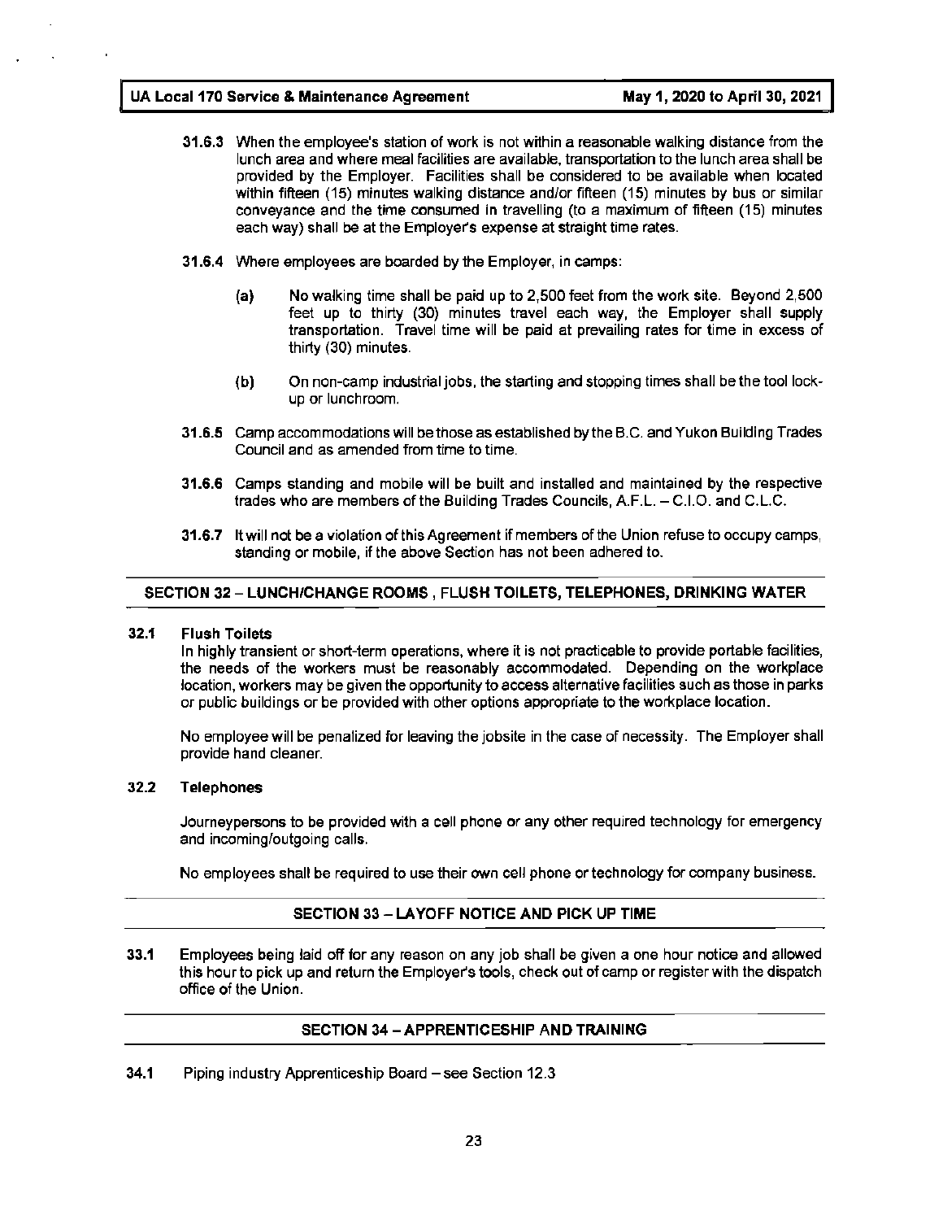**31.6.3** When the employee's station of work is not within a reasonable walking distance from the lunch area and where meal facilities are available, transportation to the lunch area shall be provided by the Employer. Facilities shall be considered to be available when located within fifteen (15) minutes walking distance and/or fifteen (15) minutes by bus or similar conveyance and the time consumed in travelling (to a maximum of fifteen (15) minutes each way) shall be at the Employer's expense at straight time rates.

**31.6.4** Where employees are boarded by the Employer, in camps:

- **(a)** No walking time shall be paid up to 2,500 feet from the work site. Beyond 2,500 feet up to thirty (30) minutes travel each way, the Employer shall supply transportation. Travel time will be paid at prevailing rates for time in excess of thirty (30) minutes.

- **(b)** On non-camp industrial jobs, the starting and stopping times shall be the tool lock-up or lunchroom.

**31.6.5** Camp accommodations will be those as established by the B.C. and Yukon Building Trades Council and as amended from time to time.

**31.6.6** Camps standing and mobile will be built and installed and maintained by the respective trades who are members of the Building Trades Councils, A.F.L. – C.I.O. and C.L.C.

**31.6.7** It will not be a violation of this Agreement if members of the Union refuse to occupy camps, standing or mobile, if the above Section has not been adhered to.

## SECTION 32 – LUNCH/CHANGE ROOMS , FLUSH TOILETS, TELEPHONES, DRINKING WATER

**32.1 Flush Toilets**

In highly transient or short-term operations, where it is not practicable to provide portable facilities, the needs of the workers must be reasonably accommodated. Depending on the workplace location, workers may be given the opportunity to access alternative facilities such as those in parks or public buildings or be provided with other options appropriate to the workplace location.

No employee will be penalized for leaving the jobsite in the case of necessity. The Employer shall provide hand cleaner.

**32.2 Telephones**

Journeypersons to be provided with a cell phone or any other required technology for emergency and incoming/outgoing calls.

No employees shall be required to use their own cell phone or technology for company business.

## SECTION 33 – LAYOFF NOTICE AND PICK UP TIME

**33.1** Employees being laid off for any reason on any job shall be given a one hour notice and allowed this hour to pick up and return the Employer's tools, check out of camp or register with the dispatch office of the Union.

## SECTION 34 – APPRENTICESHIP AND TRAINING

**34.1** Piping industry Apprenticeship Board – see Section 12.3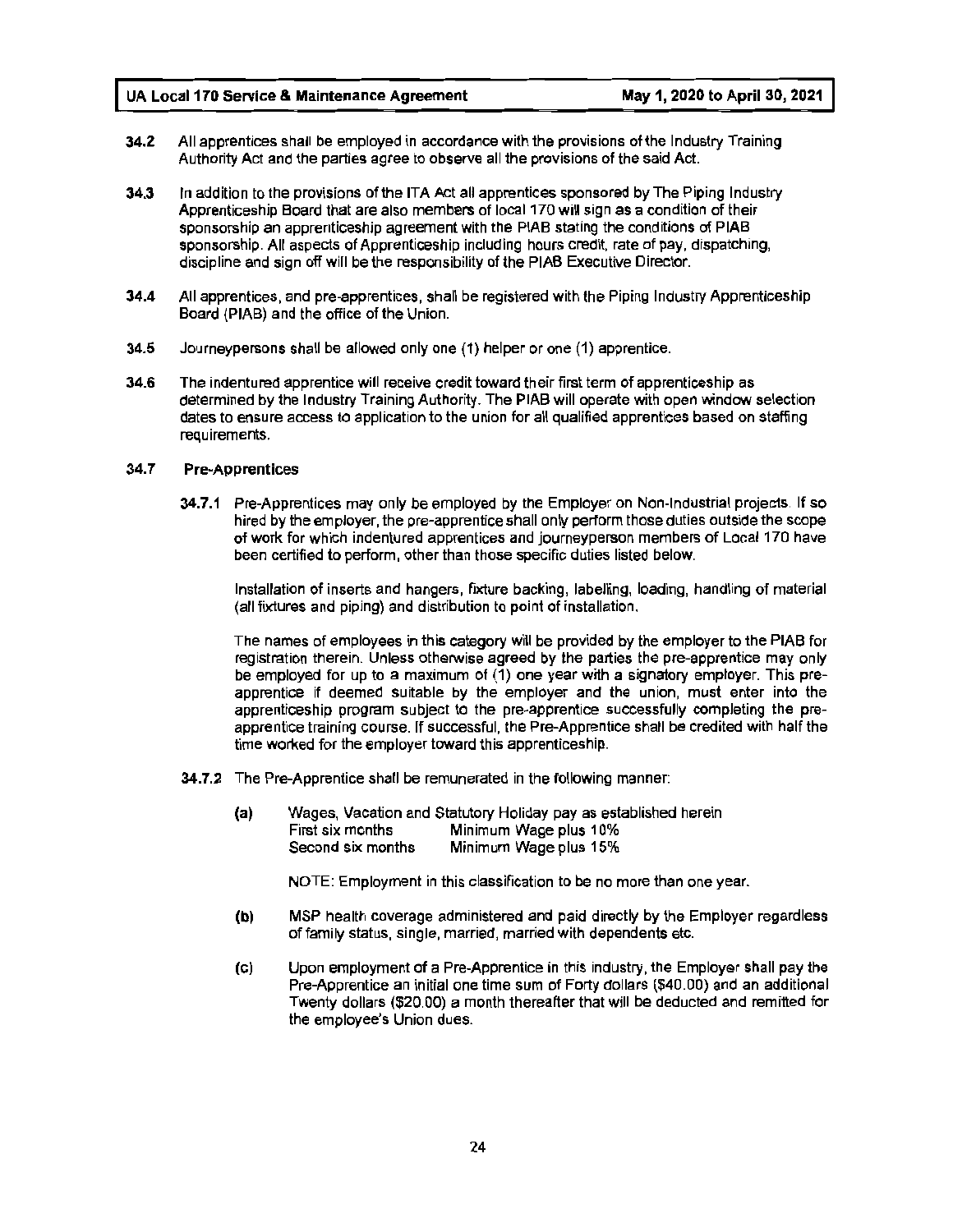**34.2** All apprentices shall be employed in accordance with the provisions of the Industry Training Authority Act and the parties agree to observe all the provisions of the said Act.

**34.3** In addition to the provisions of the ITA Act all apprentices sponsored by The Piping Industry Apprenticeship Board that are also members of local 170 will sign as a condition of their sponsorship an apprenticeship agreement with the PIAB stating the conditions of PIAB sponsorship. All aspects of Apprenticeship including hours credit, rate of pay, dispatching, discipline and sign off will be the responsibility of the PIAB Executive Director.

**34.4** All apprentices, and pre-apprentices, shall be registered with the Piping Industry Apprenticeship Board (PIAB) and the office of the Union.

**34.5** Journeypersons shall be allowed only one (1) helper or one (1) apprentice.

**34.6** The indentured apprentice will receive credit toward their first term of apprenticeship as determined by the Industry Training Authority. The PIAB will operate with open window selection dates to ensure access to application to the union for all qualified apprentices based on staffing requirements.

### 34.7 Pre-Apprentices

**34.7.1** Pre-Apprentices may only be employed by the Employer on Non-Industrial projects. If so hired by the employer, the pre-apprentice shall only perform those duties outside the scope of work for which indentured apprentices and journeyperson members of Local 170 have been certified to perform, other than those specific duties listed below.

Installation of inserts and hangers, fixture backing, labelling, loading, handling of material (all fixtures and piping) and distribution to point of installation.

The names of employees in this category will be provided by the employer to the PIAB for registration therein. Unless otherwise agreed by the parties the pre-apprentice may only be employed for up to a maximum of (1) one year with a signatory employer. This pre-apprentice if deemed suitable by the employer and the union, must enter into the apprenticeship program subject to the pre-apprentice successfully completing the pre-apprentice training course. If successful, the Pre-Apprentice shall be credited with half the time worked for the employer toward this apprenticeship.

**34.7.2** The Pre-Apprentice shall be remunerated in the following manner:

**(a)** Wages, Vacation and Statutory Holiday pay as established herein

| | |
|---|---|
| First six months | Minimum Wage plus 10% |
| Second six months | Minimum Wage plus 15% |

NOTE: Employment in this classification to be no more than one year.

**(b)** MSP health coverage administered and paid directly by the Employer regardless of family status, single, married, married with dependents etc.

**(c)** Upon employment of a Pre-Apprentice in this industry, the Employer shall pay the Pre-Apprentice an initial one time sum of Forty dollars ($40.00) and an additional Twenty dollars ($20.00) a month thereafter that will be deducted and remitted for the employee's Union dues.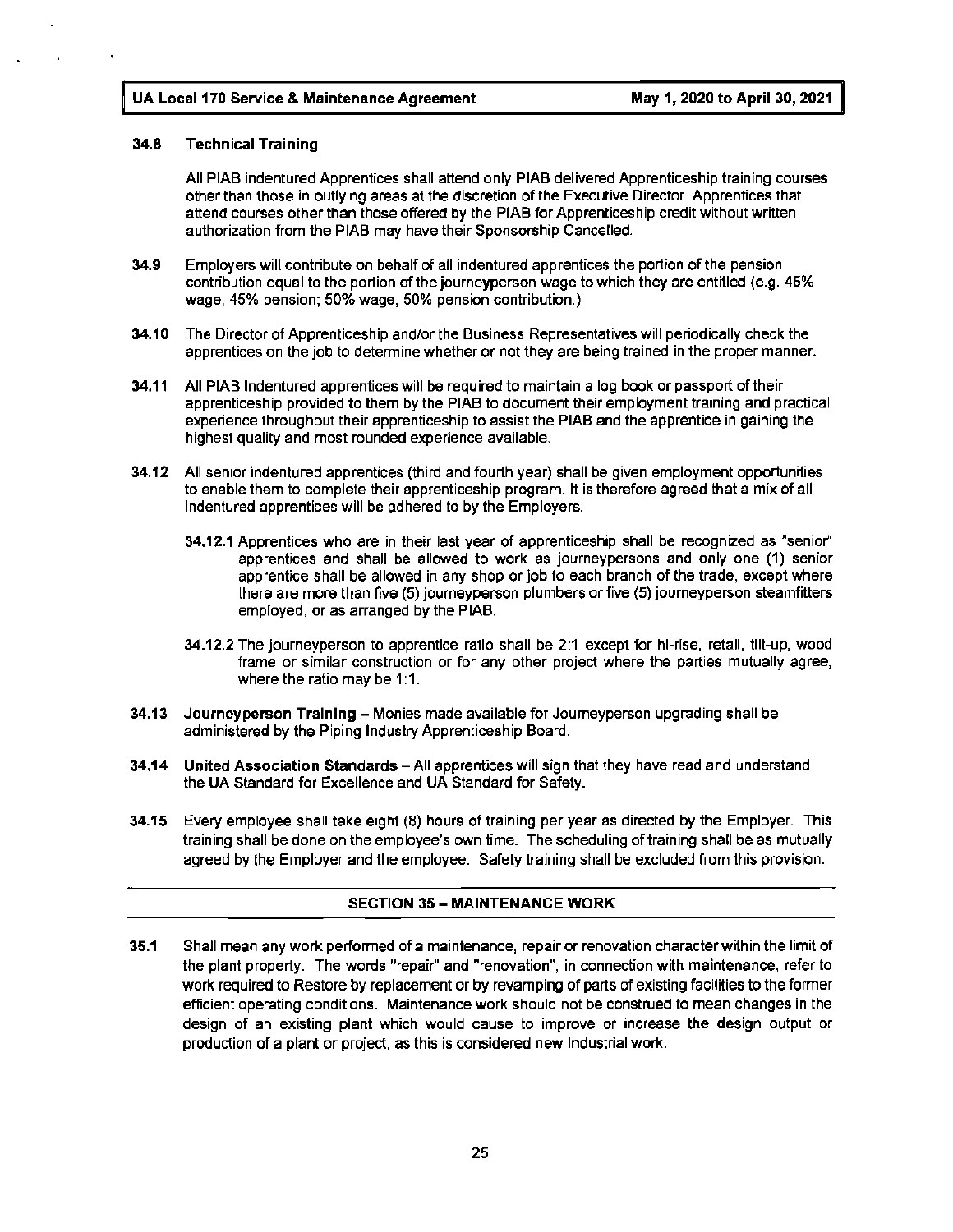**34.8 Technical Training**

All PIAB indentured Apprentices shall attend only PIAB delivered Apprenticeship training courses other than those in outlying areas at the discretion of the Executive Director. Apprentices that attend courses other than those offered by the PIAB for Apprenticeship credit without written authorization from the PIAB may have their Sponsorship Cancelled.

**34.9** Employers will contribute on behalf of all indentured apprentices the portion of the pension contribution equal to the portion of the journeyperson wage to which they are entitled (e.g. 45% wage, 45% pension; 50% wage, 50% pension contribution.)

**34.10** The Director of Apprenticeship and/or the Business Representatives will periodically check the apprentices on the job to determine whether or not they are being trained in the proper manner.

**34.11** All PIAB Indentured apprentices will be required to maintain a log book or passport of their apprenticeship provided to them by the PIAB to document their employment training and practical experience throughout their apprenticeship to assist the PIAB and the apprentice in gaining the highest quality and most rounded experience available.

**34.12** All senior indentured apprentices (third and fourth year) shall be given employment opportunities to enable them to complete their apprenticeship program. It is therefore agreed that a mix of all indentured apprentices will be adhered to by the Employers.

**34.12.1** Apprentices who are in their last year of apprenticeship shall be recognized as "senior" apprentices and shall be allowed to work as journeypersons and only one (1) senior apprentice shall be allowed in any shop or job to each branch of the trade, except where there are more than five (5) journeyperson plumbers or five (5) journeyperson steamfitters employed, or as arranged by the PIAB.

**34.12.2** The journeyperson to apprentice ratio shall be 2:1 except for hi-rise, retail, tilt-up, wood frame or similar construction or for any other project where the parties mutually agree, where the ratio may be 1:1.

**34.13 Journeyperson Training** – Monies made available for Journeyperson upgrading shall be administered by the Piping Industry Apprenticeship Board.

**34.14 United Association Standards** – All apprentices will sign that they have read and understand the UA Standard for Excellence and UA Standard for Safety.

**34.15** Every employee shall take eight (8) hours of training per year as directed by the Employer. This training shall be done on the employee's own time. The scheduling of training shall be as mutually agreed by the Employer and the employee. Safety training shall be excluded from this provision.

## SECTION 35 – MAINTENANCE WORK

**35.1** Shall mean any work performed of a maintenance, repair or renovation character within the limit of the plant property. The words "repair" and "renovation", in connection with maintenance, refer to work required to Restore by replacement or by revamping of parts of existing facilities to the former efficient operating conditions. Maintenance work should not be construed to mean changes in the design of an existing plant which would cause to improve or increase the design output or production of a plant or project, as this is considered new Industrial work.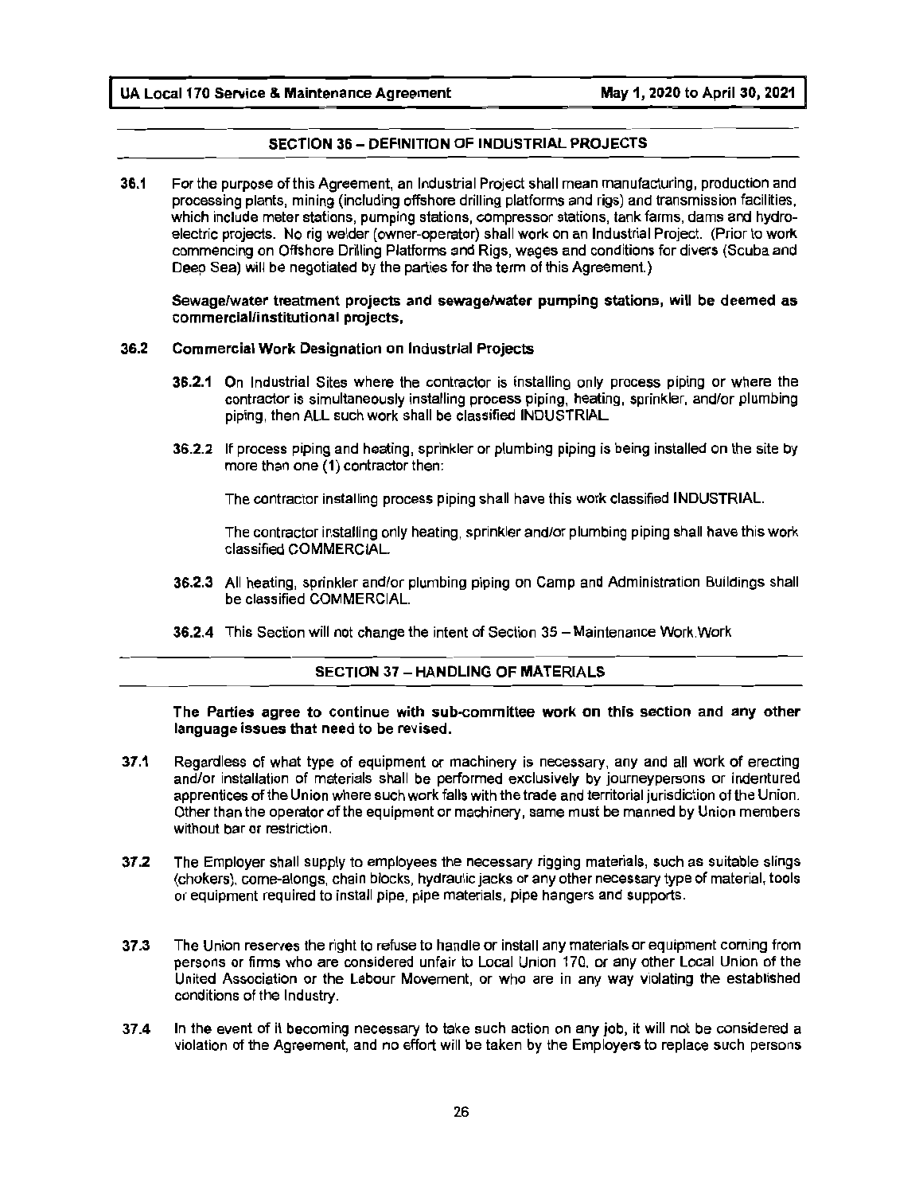## SECTION 36 – DEFINITION OF INDUSTRIAL PROJECTS

**36.1** For the purpose of this Agreement, an Industrial Project shall mean manufacturing, production and processing plants, mining (including offshore drilling platforms and rigs) and transmission facilities, which include meter stations, pumping stations, compressor stations, tank farms, dams and hydro-electric projects. No rig welder (owner-operator) shall work on an Industrial Project. (Prior to work commencing on Offshore Drilling Platforms and Rigs, wages and conditions for divers (Scuba and Deep Sea) will be negotiated by the parties for the term of this Agreement.)

**Sewage/water treatment projects and sewage/water pumping stations, will be deemed as commercial/institutional projects,**

**36.2 Commercial Work Designation on Industrial Projects**

**36.2.1** On Industrial Sites where the contractor is installing only process piping or where the contractor is simultaneously installing process piping, heating, sprinkler, and/or plumbing piping, then ALL such work shall be classified INDUSTRIAL.

**36.2.2** If process piping and heating, sprinkler or plumbing piping is being installed on the site by more than one (1) contractor then:

The contractor installing process piping shall have this work classified INDUSTRIAL.

The contractor installing only heating, sprinkler and/or plumbing piping shall have this work classified COMMERCIAL.

**36.2.3** All heating, sprinkler and/or plumbing piping on Camp and Administration Buildings shall be classified COMMERCIAL.

**36.2.4** This Section will not change the intent of Section 35 – Maintenance Work.Work

## SECTION 37 – HANDLING OF MATERIALS

**The Parties agree to continue with sub-committee work on this section and any other language issues that need to be revised.**

**37.1** Regardless of what type of equipment or machinery is necessary, any and all work of erecting and/or installation of materials shall be performed exclusively by journeypersons or indentured apprentices of the Union where such work falls with the trade and territorial jurisdiction of the Union. Other than the operator of the equipment or machinery, same must be manned by Union members without bar or restriction.

**37.2** The Employer shall supply to employees the necessary rigging materials, such as suitable slings (chokers), come-alongs, chain blocks, hydraulic jacks or any other necessary type of material, tools or equipment required to install pipe, pipe materials, pipe hangers and supports.

**37.3** The Union reserves the right to refuse to handle or install any materials or equipment coming from persons or firms who are considered unfair to Local Union 170, or any other Local Union of the United Association or the Labour Movement, or who are in any way violating the established conditions of the Industry.

**37.4** In the event of it becoming necessary to take such action on any job, it will not be considered a violation of the Agreement, and no effort will be taken by the Employers to replace such persons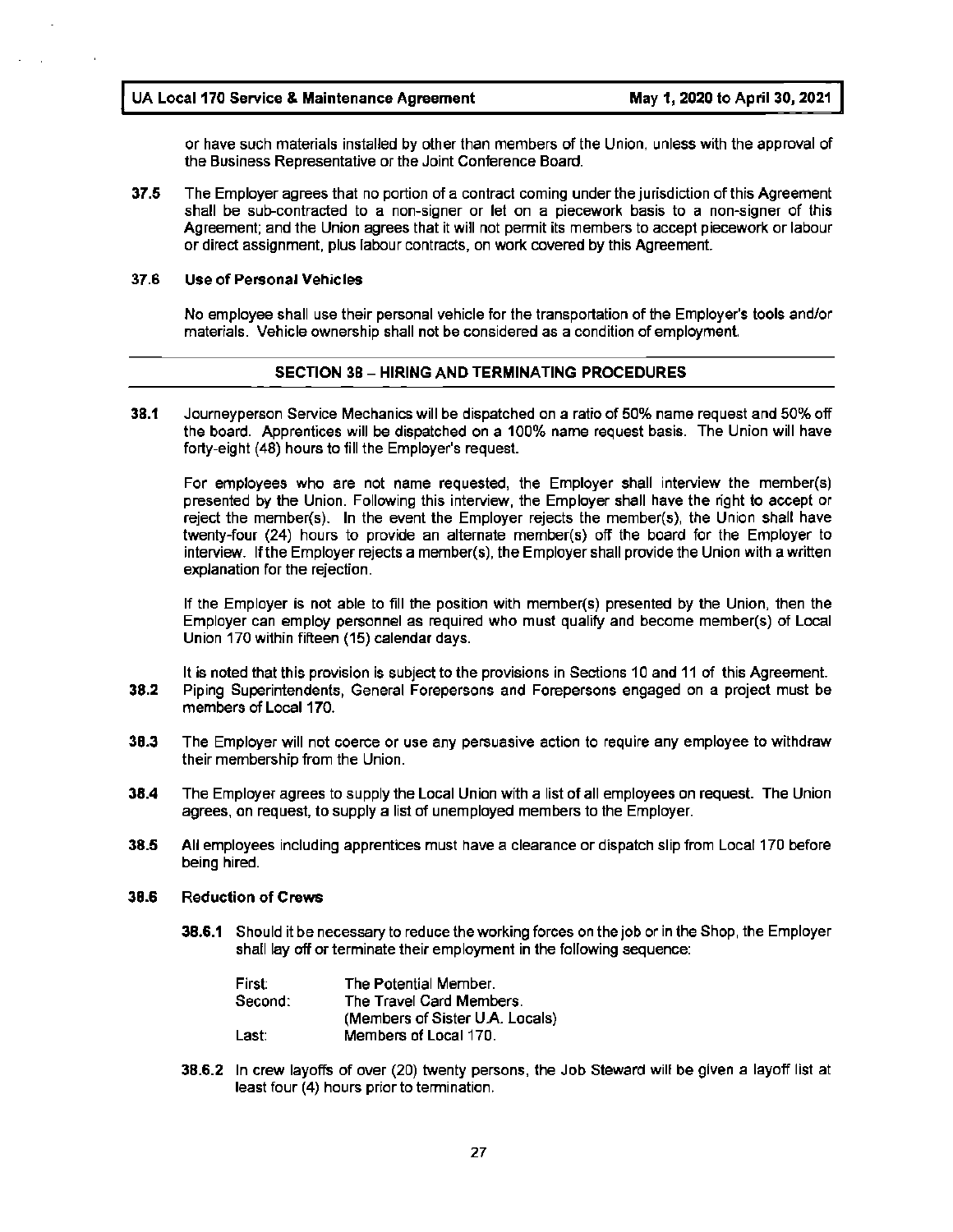or have such materials installed by other than members of the Union, unless with the approval of the Business Representative or the Joint Conference Board.

**37.5** The Employer agrees that no portion of a contract coming under the jurisdiction of this Agreement shall be sub-contracted to a non-signer or let on a piecework basis to a non-signer of this Agreement; and the Union agrees that it will not permit its members to accept piecework or labour or direct assignment, plus labour contracts, on work covered by this Agreement.

**37.6 Use of Personal Vehicles**

No employee shall use their personal vehicle for the transportation of the Employer's tools and/or materials. Vehicle ownership shall not be considered as a condition of employment.

## SECTION 38 – HIRING AND TERMINATING PROCEDURES

**38.1** Journeyperson Service Mechanics will be dispatched on a ratio of 50% name request and 50% off the board. Apprentices will be dispatched on a 100% name request basis. The Union will have forty-eight (48) hours to fill the Employer's request.

For employees who are not name requested, the Employer shall interview the member(s) presented by the Union. Following this interview, the Employer shall have the right to accept or reject the member(s). In the event the Employer rejects the member(s), the Union shall have twenty-four (24) hours to provide an alternate member(s) off the board for the Employer to interview. If the Employer rejects a member(s), the Employer shall provide the Union with a written explanation for the rejection.

If the Employer is not able to fill the position with member(s) presented by the Union, then the Employer can employ personnel as required who must qualify and become member(s) of Local Union 170 within fifteen (15) calendar days.

It is noted that this provision is subject to the provisions in Sections 10 and 11 of this Agreement.

**38.2** Piping Superintendents, General Forepersons and Forepersons engaged on a project must be members of Local 170.

**38.3** The Employer will not coerce or use any persuasive action to require any employee to withdraw their membership from the Union.

**38.4** The Employer agrees to supply the Local Union with a list of all employees on request. The Union agrees, on request, to supply a list of unemployed members to the Employer.

**38.5** All employees including apprentices must have a clearance or dispatch slip from Local 170 before being hired.

**38.6 Reduction of Crews**

**38.6.1** Should it be necessary to reduce the working forces on the job or in the Shop, the Employer shall lay off or terminate their employment in the following sequence:

First: The Potential Member.
Second: The Travel Card Members. (Members of Sister U.A. Locals)
Last: Members of Local 170.

**38.6.2** In crew layoffs of over (20) twenty persons, the Job Steward will be given a layoff list at least four (4) hours prior to termination.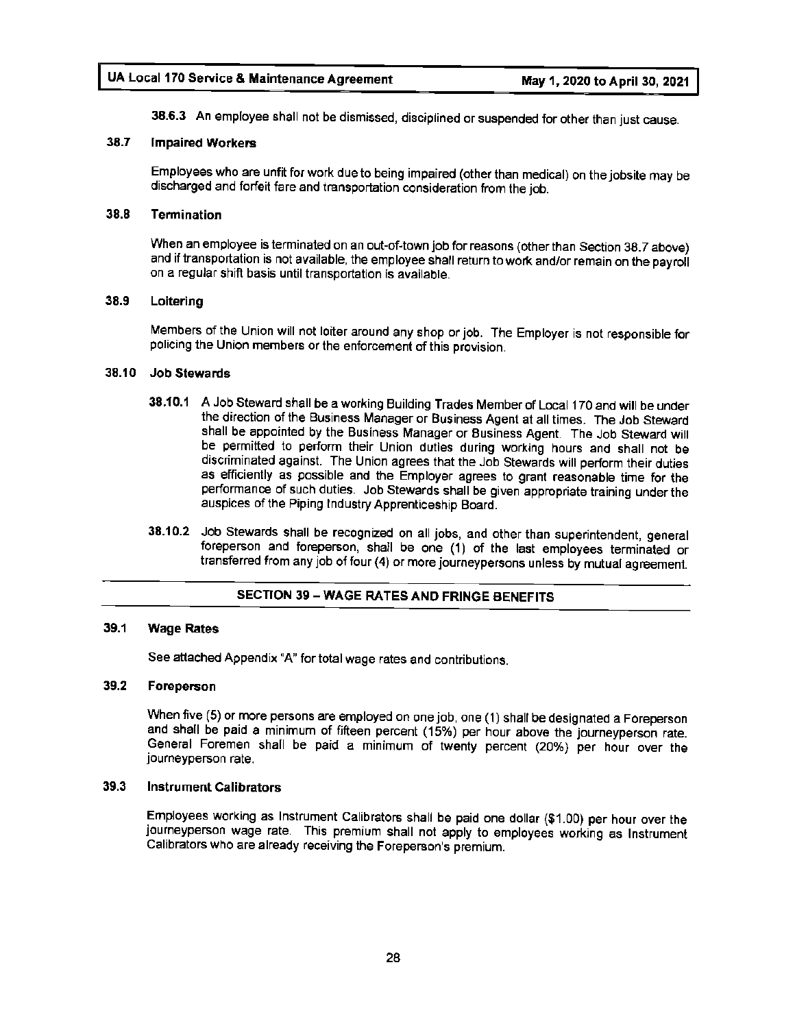38.6.3 An employee shall not be dismissed, disciplined or suspended for other than just cause.

### 38.7 Impaired Workers

Employees who are unfit for work due to being impaired (other than medical) on the jobsite may be discharged and forfeit fare and transportation consideration from the job.

### 38.8 Termination

When an employee is terminated on an out-of-town job for reasons (other than Section 38.7 above) and if transportation is not available, the employee shall return to work and/or remain on the payroll on a regular shift basis until transportation is available.

### 38.9 Loitering

Members of the Union will not loiter around any shop or job. The Employer is not responsible for policing the Union members or the enforcement of this provision.

### 38.10 Job Stewards

**38.10.1** A Job Steward shall be a working Building Trades Member of Local 170 and will be under the direction of the Business Manager or Business Agent at all times. The Job Steward shall be appointed by the Business Manager or Business Agent. The Job Steward will be permitted to perform their Union duties during working hours and shall not be discriminated against. The Union agrees that the Job Stewards will perform their duties as efficiently as possible and the Employer agrees to grant reasonable time for the performance of such duties. Job Stewards shall be given appropriate training under the auspices of the Piping Industry Apprenticeship Board.

**38.10.2** Job Stewards shall be recognized on all jobs, and other than superintendent, general foreperson and foreperson, shall be one (1) of the last employees terminated or transferred from any job of four (4) or more journeypersons unless by mutual agreement.

## SECTION 39 – WAGE RATES AND FRINGE BENEFITS

### 39.1 Wage Rates

See attached Appendix "A" for total wage rates and contributions.

### 39.2 Foreperson

When five (5) or more persons are employed on one job, one (1) shall be designated a Foreperson and shall be paid a minimum of fifteen percent (15%) per hour above the journeyperson rate. General Foremen shall be paid a minimum of twenty percent (20%) per hour over the journeyperson rate.

### 39.3 Instrument Calibrators

Employees working as Instrument Calibrators shall be paid one dollar ($1.00) per hour over the journeyperson wage rate. This premium shall not apply to employees working as Instrument Calibrators who are already receiving the Foreperson's premium.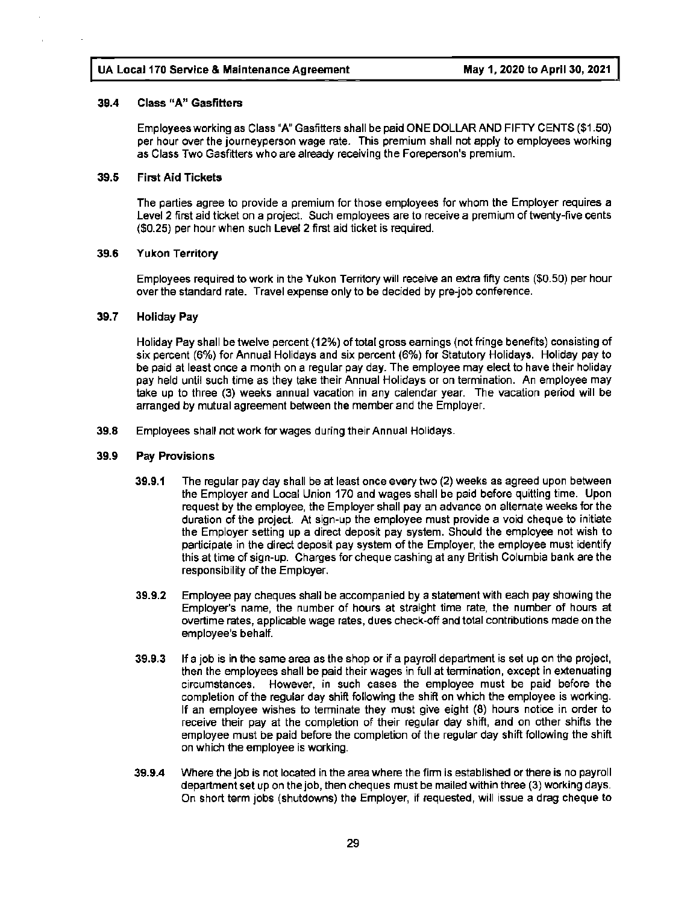### 39.4 Class "A" Gasfitters

Employees working as Class "A" Gasfitters shall be paid ONE DOLLAR AND FIFTY CENTS ($1.50) per hour over the journeyperson wage rate. This premium shall not apply to employees working as Class Two Gasfitters who are already receiving the Foreperson's premium.

### 39.5 First Aid Tickets

The parties agree to provide a premium for those employees for whom the Employer requires a Level 2 first aid ticket on a project. Such employees are to receive a premium of twenty-five cents ($0.25) per hour when such Level 2 first aid ticket is required.

### 39.6 Yukon Territory

Employees required to work in the Yukon Territory will receive an extra fifty cents ($0.50) per hour over the standard rate. Travel expense only to be decided by pre-job conference.

### 39.7 Holiday Pay

Holiday Pay shall be twelve percent (12%) of total gross earnings (not fringe benefits) consisting of six percent (6%) for Annual Holidays and six percent (6%) for Statutory Holidays. Holiday pay to be paid at least once a month on a regular pay day. The employee may elect to have their holiday pay held until such time as they take their Annual Holidays or on termination. An employee may take up to three (3) weeks annual vacation in any calendar year. The vacation period will be arranged by mutual agreement between the member and the Employer.

**39.8** Employees shall not work for wages during their Annual Holidays.

### 39.9 Pay Provisions

**39.9.1** The regular pay day shall be at least once every two (2) weeks as agreed upon between the Employer and Local Union 170 and wages shall be paid before quitting time. Upon request by the employee, the Employer shall pay an advance on alternate weeks for the duration of the project. At sign-up the employee must provide a void cheque to initiate the Employer setting up a direct deposit pay system. Should the employee not wish to participate in the direct deposit pay system of the Employer, the employee must identify this at time of sign-up. Charges for cheque cashing at any British Columbia bank are the responsibility of the Employer.

**39.9.2** Employee pay cheques shall be accompanied by a statement with each pay showing the Employer's name, the number of hours at straight time rate, the number of hours at overtime rates, applicable wage rates, dues check-off and total contributions made on the employee's behalf.

**39.9.3** If a job is in the same area as the shop or if a payroll department is set up on the project, then the employees shall be paid their wages in full at termination, except in extenuating circumstances. However, in such cases the employee must be paid before the completion of the regular day shift following the shift on which the employee is working. If an employee wishes to terminate they must give eight (8) hours notice in order to receive their pay at the completion of their regular day shift, and on other shifts the employee must be paid before the completion of the regular day shift following the shift on which the employee is working.

**39.9.4** Where the job is not located in the area where the firm is established or there is no payroll department set up on the job, then cheques must be mailed within three (3) working days. On short term jobs (shutdowns) the Employer, if requested, will issue a drag cheque to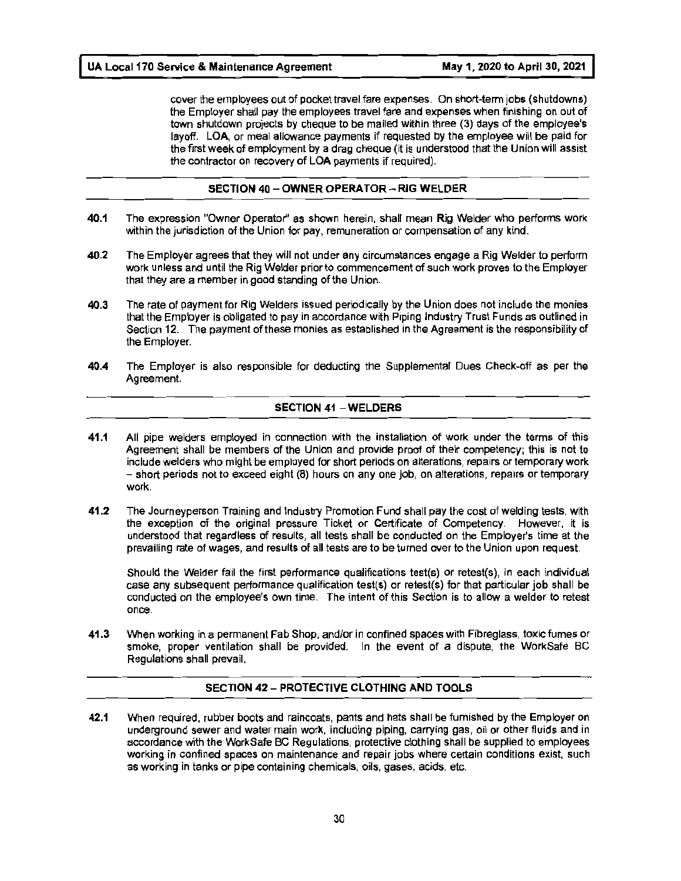cover the employees out of pocket travel fare expenses. On short-term jobs (shutdowns) the Employer shall pay the employees travel fare and expenses when finishing on out of town shutdown projects by cheque to be mailed within three (3) days of the employee's layoff. LOA, or meal allowance payments if requested by the employee will be paid for the first week of employment by a drag cheque (it is understood that the Union will assist the contractor on recovery of LOA payments if required).

## SECTION 40 – OWNER OPERATOR – RIG WELDER

**40.1** The expression "Owner Operator" as shown herein, shall mean Rig Welder who performs work within the jurisdiction of the Union for pay, remuneration or compensation of any kind.

**40.2** The Employer agrees that they will not under any circumstances engage a Rig Welder to perform work unless and until the Rig Welder prior to commencement of such work proves to the Employer that they are a member in good standing of the Union.

**40.3** The rate of payment for Rig Welders issued periodically by the Union does not include the monies that the Employer is obligated to pay in accordance with Piping Industry Trust Funds as outlined in Section 12. The payment of these monies as established in the Agreement is the responsibility of the Employer.

**40.4** The Employer is also responsible for deducting the Supplemental Dues Check-off as per the Agreement.

## SECTION 41 – WELDERS

**41.1** All pipe welders employed in connection with the installation of work under the terms of this Agreement shall be members of the Union and provide proof of their competency; this is not to include welders who might be employed for short periods on alterations, repairs or temporary work – short periods not to exceed eight (8) hours on any one job, on alterations, repairs or temporary work.

**41.2** The Journeyperson Training and Industry Promotion Fund shall pay the cost of welding tests, with the exception of the original pressure Ticket or Certificate of Competency. However, it is understood that regardless of results, all tests shall be conducted on the Employer's time at the prevailing rate of wages, and results of all tests are to be turned over to the Union upon request.

Should the Welder fail the first performance qualifications test(s) or retest(s), in each individual case any subsequent performance qualification test(s) or retest(s) for that particular job shall be conducted on the employee's own time. The intent of this Section is to allow a welder to retest once.

**41.3** When working in a permanent Fab Shop, and/or in confined spaces with Fibreglass, toxic fumes or smoke, proper ventilation shall be provided. In the event of a dispute, the WorkSafe BC Regulations shall prevail.

## SECTION 42 – PROTECTIVE CLOTHING AND TOOLS

**42.1** When required, rubber boots and raincoats, pants and hats shall be furnished by the Employer on underground sewer and water main work, including piping, carrying gas, oil or other fluids and in accordance with the WorkSafe BC Regulations, protective clothing shall be supplied to employees working in confined spaces on maintenance and repair jobs where certain conditions exist, such as working in tanks or pipe containing chemicals, oils, gases, acids, etc.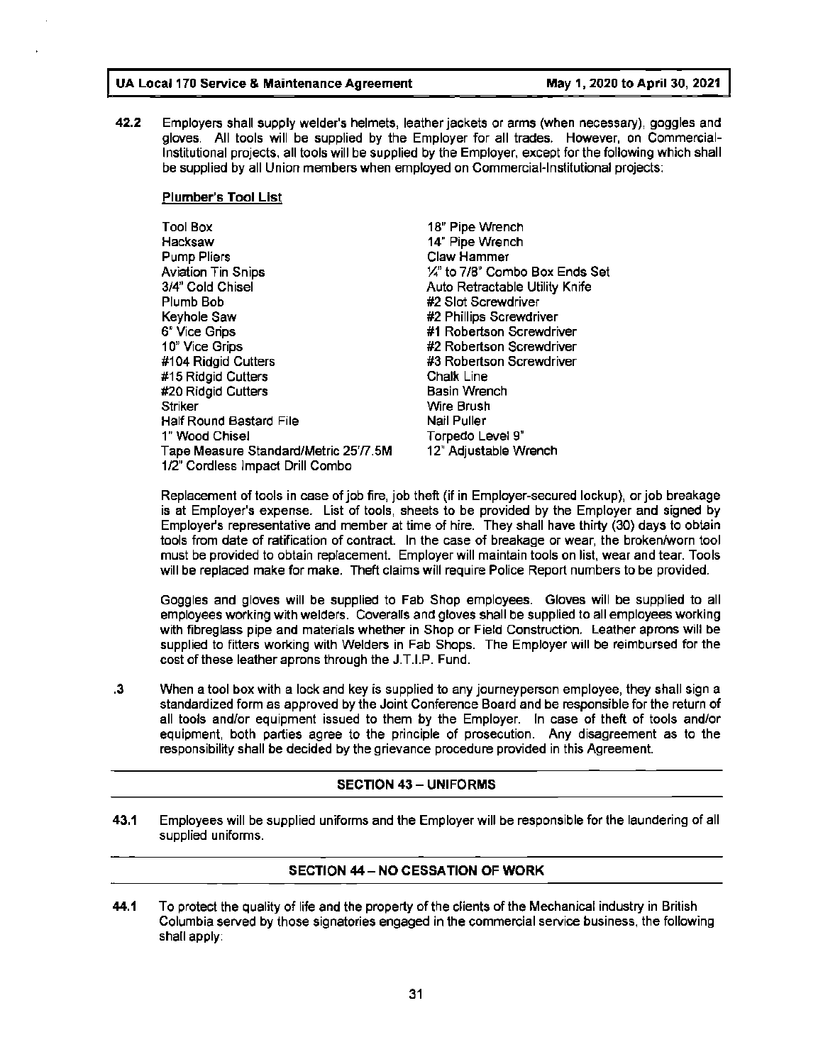**42.2** Employers shall supply welder's helmets, leather jackets or arms (when necessary), goggles and gloves. All tools will be supplied by the Employer for all trades. However, on Commercial-Institutional projects, all tools will be supplied by the Employer, except for the following which shall be supplied by all Union members when employed on Commercial-Institutional projects:

**Plumber's Tool List**

| | |
|---|---|
| Tool Box | 18" Pipe Wrench |
| Hacksaw | 14" Pipe Wrench |
| Pump Pliers | Claw Hammer |
| Aviation Tin Snips | ¼" to 7/8" Combo Box Ends Set |
| 3/4" Cold Chisel | Auto Retractable Utility Knife |
| Plumb Bob | #2 Slot Screwdriver |
| Keyhole Saw | #2 Phillips Screwdriver |
| 6" Vice Grips | #1 Robertson Screwdriver |
| 10" Vice Grips | #2 Robertson Screwdriver |
| #104 Ridgid Cutters | #3 Robertson Screwdriver |
| #15 Ridgid Cutters | Chalk Line |
| #20 Ridgid Cutters | Basin Wrench |
| Striker | Wire Brush |
| Half Round Bastard File | Nail Puller |
| 1" Wood Chisel | Torpedo Level 9" |
| Tape Measure Standard/Metric 25'/7.5M | 12" Adjustable Wrench |
| 1/2" Cordless Impact Drill Combo | |

Replacement of tools in case of job fire, job theft (if in Employer-secured lockup), or job breakage is at Employer's expense. List of tools, sheets to be provided by the Employer and signed by Employer's representative and member at time of hire. They shall have thirty (30) days to obtain tools from date of ratification of contract. In the case of breakage or wear, the broken/worn tool must be provided to obtain replacement. Employer will maintain tools on list, wear and tear. Tools will be replaced make for make. Theft claims will require Police Report numbers to be provided.

Goggles and gloves will be supplied to Fab Shop employees. Gloves will be supplied to all employees working with welders. Coveralls and gloves shall be supplied to all employees working with fibreglass pipe and materials whether in Shop or Field Construction. Leather aprons will be supplied to fitters working with Welders in Fab Shops. The Employer will be reimbursed for the cost of these leather aprons through the J.T.I.P. Fund.

**.3** When a tool box with a lock and key is supplied to any journeyperson employee, they shall sign a standardized form as approved by the Joint Conference Board and be responsible for the return of all tools and/or equipment issued to them by the Employer. In case of theft of tools and/or equipment, both parties agree to the principle of prosecution. Any disagreement as to the responsibility shall be decided by the grievance procedure provided in this Agreement.

## SECTION 43 – UNIFORMS

**43.1** Employees will be supplied uniforms and the Employer will be responsible for the laundering of all supplied uniforms.

## SECTION 44 – NO CESSATION OF WORK

**44.1** To protect the quality of life and the property of the clients of the Mechanical industry in British Columbia served by those signatories engaged in the commercial service business, the following shall apply: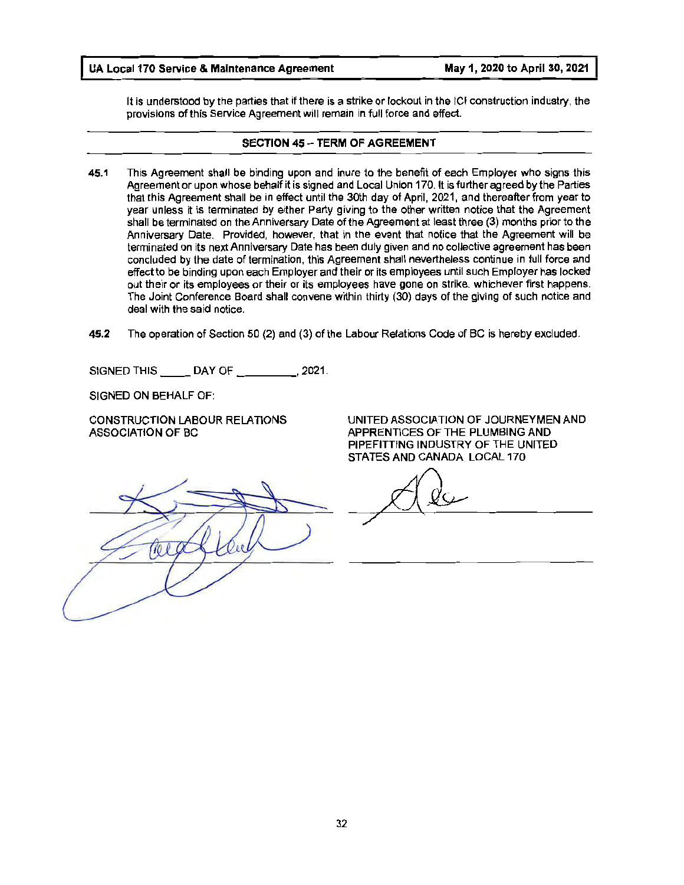It is understood by the parties that if there is a strike or lockout in the ICI construction industry, the provisions of this Service Agreement will remain in full force and effect.

## SECTION 45 – TERM OF AGREEMENT

**45.1** This Agreement shall be binding upon and inure to the benefit of each Employer who signs this Agreement or upon whose behalf it is signed and Local Union 170. It is further agreed by the Parties that this Agreement shall be in effect until the 30th day of April, 2021, and thereafter from year to year unless it is terminated by either Party giving to the other written notice that the Agreement shall be terminated on the Anniversary Date of the Agreement at least three (3) months prior to the Anniversary Date. Provided, however, that in the event that notice that the Agreement will be terminated on its next Anniversary Date has been duly given and no collective agreement has been concluded by the date of termination, this Agreement shall nevertheless continue in full force and effect to be binding upon each Employer and their or its employees until such Employer has locked out their or its employees or their or its employees have gone on strike, whichever first happens. The Joint Conference Board shall convene within thirty (30) days of the giving of such notice and deal with the said notice.

**45.2** The operation of Section 50 (2) and (3) of the Labour Relations Code of BC is hereby excluded.

SIGNED THIS _____ DAY OF __________, 2021.

SIGNED ON BEHALF OF:

CONSTRUCTION LABOUR RELATIONS ASSOCIATION OF BC

UNITED ASSOCIATION OF JOURNEYMEN AND APPRENTICES OF THE PLUMBING AND PIPEFITTING INDUSTRY OF THE UNITED STATES AND CANADA LOCAL 170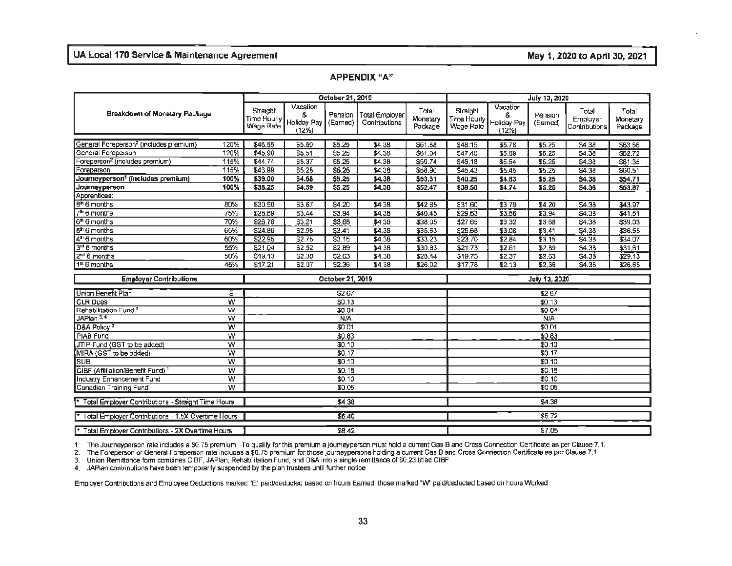# APPENDIX "A"

| Breakdown of Monetary Package | | October 21, 2019 | | | | | July 13, 2020 | | | | |
|---|---|---|---|---|---|---|---|---|---|---|---|
| | | Straight Time Hourly Wage Rate | Vacation & Holiday Pay (12%) | Pension (Earned) | Total Employer Contributions | Total Monetary Package | Straight Time Hourly Wage Rate | Vacation & Holiday Pay (12%) | Pension (Earned) | Total Employer Contributions | Total Monetary Package |
| General Foreperson[2] (includes premium) | 120% | $46.65 | $5.60 | $5.25 | $4.38 | $61.88 | $48.15 | $5.78 | $5.25 | $4.38 | $63.56 |
| General Foreperson | 120% | $45.90 | $5.51 | $5.25 | $4.38 | $61.04 | $47.40 | $5.69 | $5.25 | $4.38 | $62.72 |
| Foreperson[2] (includes premium) | 115% | $44.74 | $5.37 | $5.25 | $4.38 | $59.74 | $46.18 | $5.54 | $5.25 | $4.38 | $61.35 |
| Foreperson | 115% | $43.99 | $5.28 | $5.25 | $4.38 | $58.90 | $45.43 | $5.45 | $5.25 | $4.38 | $60.51 |
| **Journeyperson[1] (includes premium)** | **100%** | **$39.00** | **$4.68** | **$5.25** | **$4.38** | **$53.31** | **$40.25** | **$4.83** | **$5.25** | **$4.38** | **$54.71** |
| **Journeyperson** | **100%** | **$38.25** | **$4.59** | **$5.25** | **$4.38** | **$52.47** | **$39.50** | **$4.74** | **$5.25** | **$4.38** | **$53.87** |
| Apprentices: | | | | | | | | | | | |
| 8th 6 months | 80% | $30.60 | $3.67 | $4.20 | $4.38 | $42.85 | $31.60 | $3.79 | $4.20 | $4.38 | $43.97 |
| 7th 6 months | 75% | $28.69 | $3.44 | $3.94 | $4.38 | $40.45 | $29.63 | $3.56 | $3.94 | $4.38 | $41.51 |
| 6th 6 months | 70% | $26.78 | $3.21 | $3.68 | $4.38 | $38.05 | $27.65 | $3.32 | $3.68 | $4.38 | $39.03 |
| 5th 6 months | 65% | $24.86 | $2.98 | $3.41 | $4.38 | $35.63 | $25.68 | $3.08 | $3.41 | $4.38 | $36.55 |
| 4th 6 months | 60% | $22.95 | $2.75 | $3.15 | $4.38 | $33.23 | $23.70 | $2.84 | $3.15 | $4.38 | $34.07 |
| 3rd 6 months | 55% | $21.04 | $2.52 | $2.89 | $4.38 | $30.83 | $21.73 | $2.61 | $2.89 | $4.38 | $31.61 |
| 2nd 6 months | 50% | $19.13 | $2.30 | $2.63 | $4.38 | $28.44 | $19.75 | $2.37 | $2.63 | $4.38 | $29.13 |
| 1st 6 months | 45% | $17.21 | $2.07 | $2.36 | $4.38 | $26.02 | $17.78 | $2.13 | $2.36 | $4.38 | $26.65 |

| Employer Contributions | | October 21, 2019 | July 13, 2020 |
|---|---|---|---|
| Union Benefit Plan | E | $2.67 | $2.67 |
| CLR Dues | W | $0.13 | $0.13 |
| Rehabilitation Fund [3] | W | $0.04 | $0.04 |
| JAPlan [3, 4] | W | N/A | N/A |
| D&A Policy [3] | W | $0.01 | $0.01 |
| PIAB Fund | W | $0.83 | $0.83 |
| JTIP Fund (GST to be added) | W | $0.10 | $0.10 |
| MIRA (GST to be added) | W | $0.17 | $0.17 |
| SUB | W | $0.10 | $0.10 |
| CIBF (Affiliation/Benefit Fund) [3] | W | $0.18 | $0.18 |
| Industry Enhancement Fund | W | $0.10 | $0.10 |
| Canadian Training Fund | W | $0.05 | $0.05 |
| * Total Employer Contributions - Straight Time Hours | | $4.38 | $4.38 |
| * Total Employer Contributions - 1.5X Overtime Hours | | $6.40 | $5.72 |
| * Total Employer Contributions - 2X Overtime Hours | | $8.42 | $7.05 |

1. The Journeyperson rate includes a $0.75 premium. To qualify for this premium a journeyperson must hold a current Gas B and Cross Connection Certificate as per Clause 7.1.
2. The Foreperson or General Foreperson rate includes a $0.75 premium for those journeypersons holding a current Gas B and Cross Connection Certificate as per Clause 7.1.
3. Union Remittance form combines CIBF, JAPlan, Rehabilitation Fund, and D&A into a single remittance of $0.23 titled CIBF.
4. JAPlan contributions have been temporarily suspended by the plan trustees until further notice

Employer Contributions and Employee Deductions marked "E" paid/deducted based on hours Earned; those marked "W" paid/deducted based on hours Worked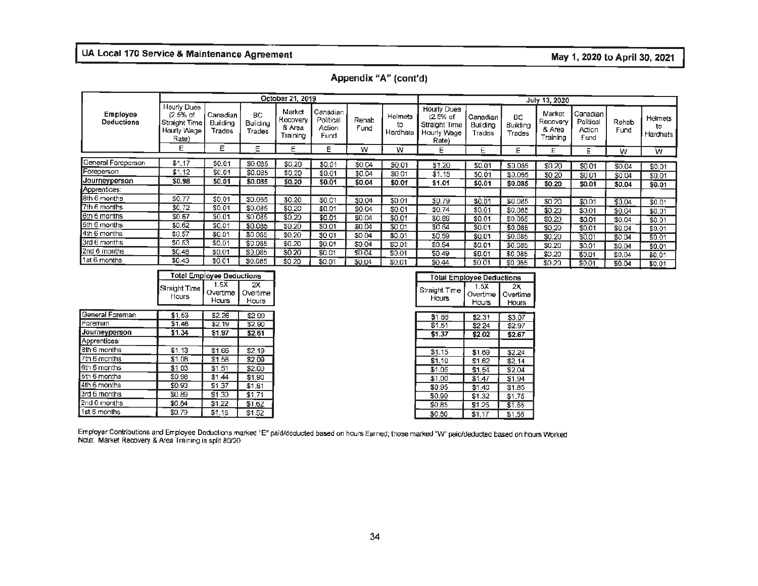## Appendix "A" (cont'd)

| Employee Deductions | October 21, 2019 | | | | | | | July 13, 2020 | | | | | | |
|---|---|---|---|---|---|---|---|---|---|---|---|---|---|---|
| | Hourly Dues (2.5% of Straight Time Hourly Wage Rate) | Canadian Building Trades | BC Building Trades | Market Recovery & Area Training | Canadian Political Action Fund | Rehab Fund | Helmets to Hardhats | Hourly Dues (2.5% of Straight Time Hourly Wage Rate) | Canadian Building Trades | BC Building Trades | Market Recovery & Area Training | Canadian Political Action Fund | Rehab Fund | Helmets to Hardhats |
| | E | E | E | E | E | W | W | E | E | E | E | E | W | W |
| General Foreperson | $1.17 | $0.01 | $0.085 | $0.20 | $0.01 | $0.04 | $0.01 | $1.20 | $0.01 | $0.085 | $0.20 | $0.01 | $0.04 | $0.01 |
| Foreperson | $1.12 | $0.01 | $0.085 | $0.20 | $0.01 | $0.04 | $0.01 | $1.15 | $0.01 | $0.085 | $0.20 | $0.01 | $0.04 | $0.01 |
| **Journeyperson** | **$0.98** | **$0.01** | **$0.085** | **$0.20** | **$0.01** | **$0.04** | **$0.01** | **$1.01** | **$0.01** | **$0.085** | **$0.20** | **$0.01** | **$0.04** | **$0.01** |
| Apprentices: | | | | | | | | | | | | | | |
| 8th 6 months | $0.77 | $0.01 | $0.085 | $0.20 | $0.01 | $0.04 | $0.01 | $0.79 | $0.01 | $0.085 | $0.20 | $0.01 | $0.04 | $0.01 |
| 7th 6 months | $0.72 | $0.01 | $0.085 | $0.20 | $0.01 | $0.04 | $0.01 | $0.74 | $0.01 | $0.085 | $0.20 | $0.01 | $0.04 | $0.01 |
| 6th 6 months | $0.67 | $0.01 | $0.085 | $0.20 | $0.01 | $0.04 | $0.01 | $0.69 | $0.01 | $0.085 | $0.20 | $0.01 | $0.04 | $0.01 |
| 5th 6 months | $0.62 | $0.01 | $0.085 | $0.20 | $0.01 | $0.04 | $0.01 | $0.64 | $0.01 | $0.085 | $0.20 | $0.01 | $0.04 | $0.01 |
| 4th 6 months | $0.57 | $0.01 | $0.085 | $0.20 | $0.01 | $0.04 | $0.01 | $0.59 | $0.01 | $0.085 | $0.20 | $0.01 | $0.04 | $0.01 |
| 3rd 6 months | $0.53 | $0.01 | $0.085 | $0.20 | $0.01 | $0.04 | $0.01 | $0.54 | $0.01 | $0.085 | $0.20 | $0.01 | $0.04 | $0.01 |
| 2nd 6 months | $0.48 | $0.01 | $0.085 | $0.20 | $0.01 | $0.04 | $0.01 | $0.49 | $0.01 | $0.085 | $0.20 | $0.01 | $0.04 | $0.01 |
| 1st 6 months | $0.43 | $0.01 | $0.085 | $0.20 | $0.01 | $0.04 | $0.01 | $0.44 | $0.01 | $0.085 | $0.20 | $0.01 | $0.04 | $0.01 |

| | Total Employee Deductions (October 21, 2019) | | | Total Employee Deductions (July 13, 2020) | | |
|---|---|---|---|---|---|---|
| | Straight Time Hours | 1.5X Overtime Hours | 2X Overtime Hours | Straight Time Hours | 1.5X Overtime Hours | 2X Overtime Hours |
| General Foreman | $1.53 | $2.26 | $2.99 | $1.56 | $2.31 | $3.07 |
| Foreman | $1.48 | $2.19 | $2.90 | $1.51 | $2.24 | $2.97 |
| **Journeyperson** | **$1.34** | **$1.97** | **$2.61** | **$1.37** | **$2.02** | **$2.67** |
| Apprentices: | | | | | | |
| 8th 6 months | $1.13 | $1.66 | $2.19 | $1.15 | $1.69 | $2.24 |
| 7th 6 months | $1.08 | $1.58 | $2.09 | $1.10 | $1.62 | $2.14 |
| 6th 6 months | $1.03 | $1.51 | $2.00 | $1.05 | $1.54 | $2.04 |
| 5th 6 months | $0.98 | $1.44 | $1.90 | $1.00 | $1.47 | $1.94 |
| 4th 6 months | $0.93 | $1.37 | $1.81 | $0.95 | $1.40 | $1.85 |
| 3rd 6 months | $0.89 | $1.30 | $1.71 | $0.90 | $1.32 | $1.75 |
| 2nd 6 months | $0.84 | $1.22 | $1.62 | $0.85 | $1.25 | $1.65 |
| 1st 6 months | $0.79 | $1.15 | $1.52 | $0.80 | $1.17 | $1.55 |

Employer Contributions and Employee Deductions marked "E" paid/deducted based on hours Earned; those marked "W" paid/deducted based on hours Worked

Note: Market Recovery & Area Training is split 80/20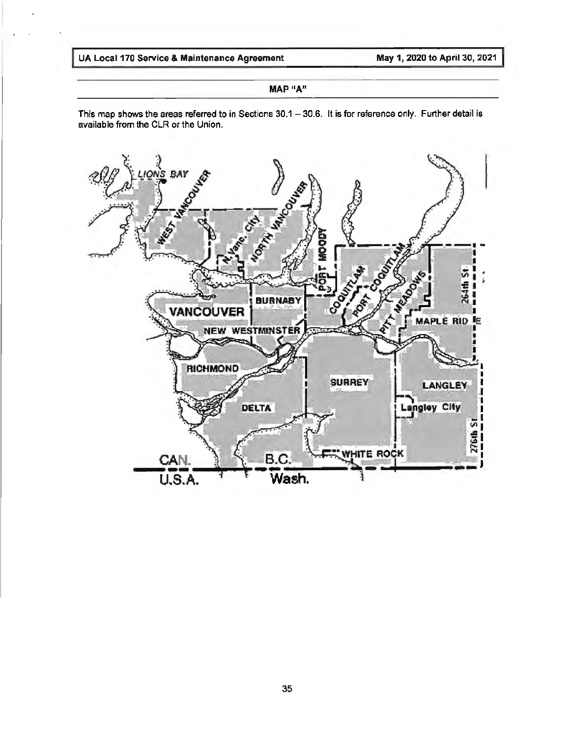## MAP "A"

This map shows the areas referred to in Sections 30.1 – 30.6. It is for reference only. Further detail is available from the CLR or the Union.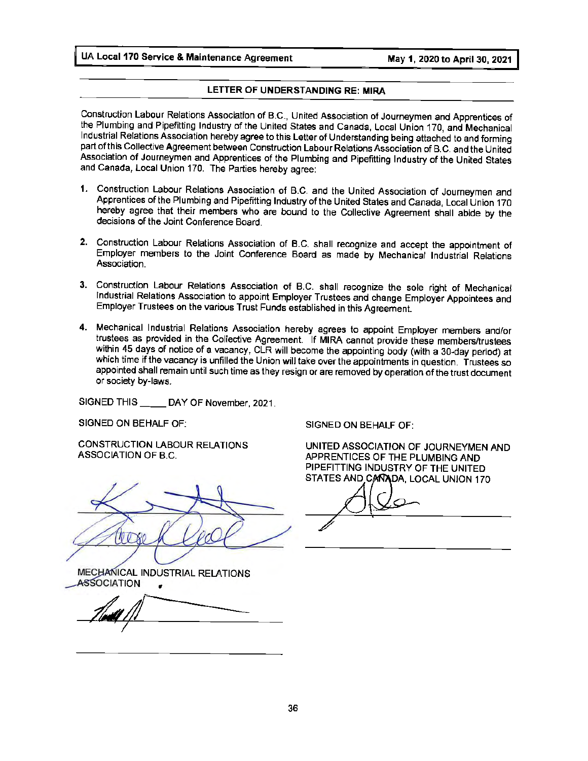## LETTER OF UNDERSTANDING RE: MIRA

Construction Labour Relations Association of B.C., United Association of Journeymen and Apprentices of the Plumbing and Pipefitting Industry of the United States and Canada, Local Union 170, and Mechanical Industrial Relations Association hereby agree to this Letter of Understanding being attached to and forming part of this Collective Agreement between Construction Labour Relations Association of B.C. and the United Association of Journeymen and Apprentices of the Plumbing and Pipefitting Industry of the United States and Canada, Local Union 170. The Parties hereby agree:

1. Construction Labour Relations Association of B.C. and the United Association of Journeymen and Apprentices of the Plumbing and Pipefitting Industry of the United States and Canada, Local Union 170 hereby agree that their members who are bound to the Collective Agreement shall abide by the decisions of the Joint Conference Board.

2. Construction Labour Relations Association of B.C. shall recognize and accept the appointment of Employer members to the Joint Conference Board as made by Mechanical Industrial Relations Association.

3. Construction Labour Relations Association of B.C. shall recognize the sole right of Mechanical Industrial Relations Association to appoint Employer Trustees and change Employer Appointees and Employer Trustees on the various Trust Funds established in this Agreement.

4. Mechanical Industrial Relations Association hereby agrees to appoint Employer members and/or trustees as provided in the Collective Agreement. If MIRA cannot provide these members/trustees within 45 days of notice of a vacancy, CLR will become the appointing body (with a 30-day period) at which time if the vacancy is unfilled the Union will take over the appointments in question. Trustees so appointed shall remain until such time as they resign or are removed by operation of the trust document or society by-laws.

SIGNED THIS _____ DAY OF November, 2021.

SIGNED ON BEHALF OF:

CONSTRUCTION LABOUR RELATIONS ASSOCIATION OF B.C.

_______________________________

_______________________________

MECHANICAL INDUSTRIAL RELATIONS ASSOCIATION

_______________________________

_______________________________

SIGNED ON BEHALF OF:

UNITED ASSOCIATION OF JOURNEYMEN AND APPRENTICES OF THE PLUMBING AND PIPEFITTING INDUSTRY OF THE UNITED STATES AND CANADA, LOCAL UNION 170

_______________________________

_______________________________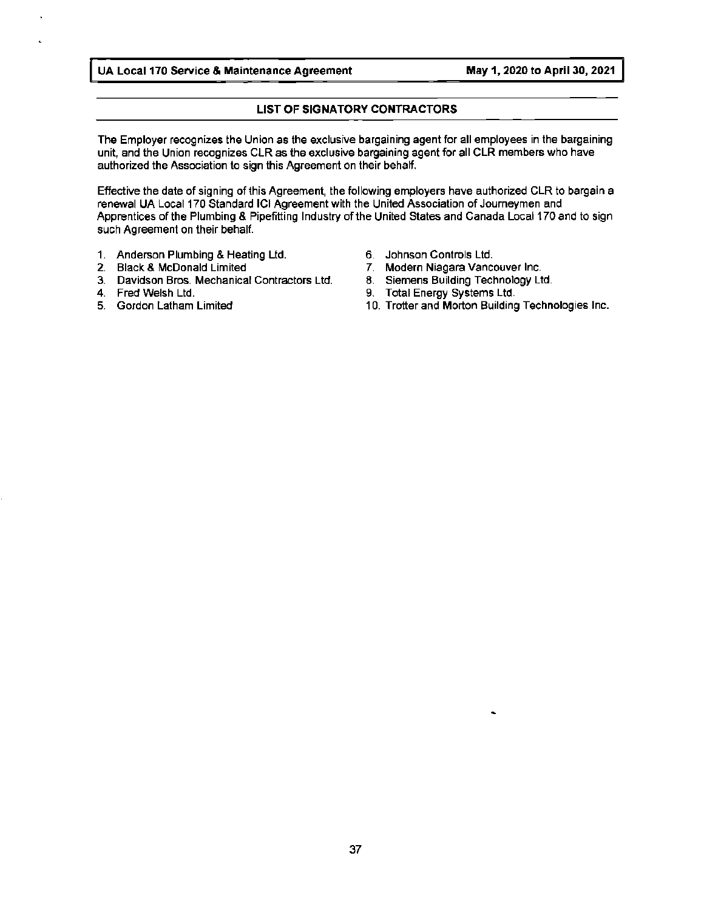## LIST OF SIGNATORY CONTRACTORS

The Employer recognizes the Union as the exclusive bargaining agent for all employees in the bargaining unit, and the Union recognizes CLR as the exclusive bargaining agent for all CLR members who have authorized the Association to sign this Agreement on their behalf.

Effective the date of signing of this Agreement, the following employers have authorized CLR to bargain a renewal UA Local 170 Standard ICI Agreement with the United Association of Journeymen and Apprentices of the Plumbing & Pipefitting Industry of the United States and Canada Local 170 and to sign such Agreement on their behalf.

1. Anderson Plumbing & Heating Ltd.
2. Black & McDonald Limited
3. Davidson Bros. Mechanical Contractors Ltd.
4. Fred Welsh Ltd.
5. Gordon Latham Limited
6. Johnson Controls Ltd.
7. Modern Niagara Vancouver Inc.
8. Siemens Building Technology Ltd.
9. Total Energy Systems Ltd.
10. Trotter and Morton Building Technologies Inc.